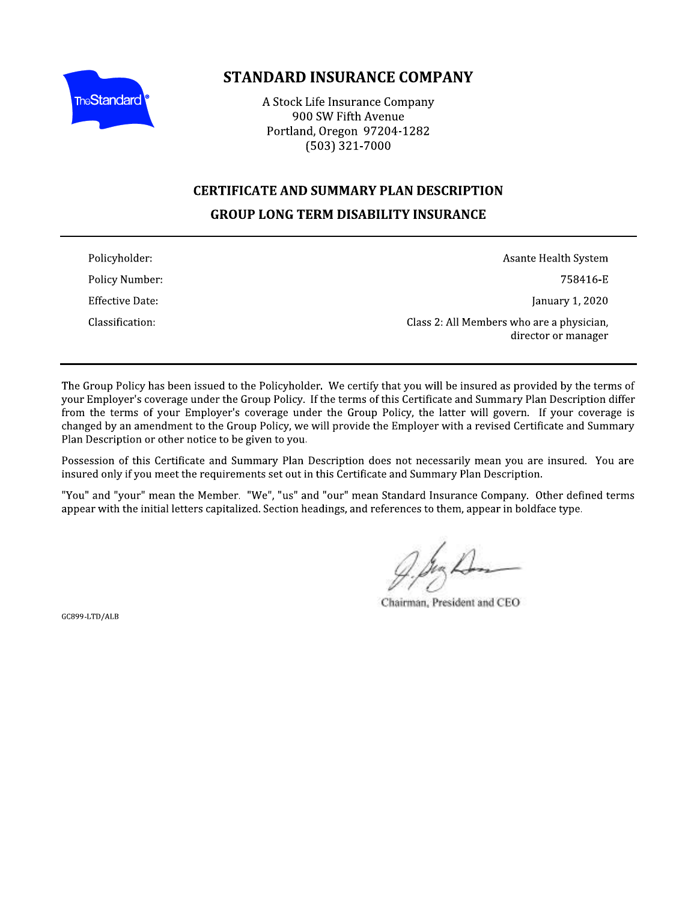# STANDARD INSURANCE COMPANY

A Stock Life Insurance Company
900 SW Fifth Avenue
Portland, Oregon 97204-1282
(503) 321-7000

## CERTIFICATE AND SUMMARY PLAN DESCRIPTION

## GROUP LONG TERM DISABILITY INSURANCE

| | |
|---|---|
| Policyholder: | Asante Health System |
| Policy Number: | 758416-E |
| Effective Date: | January 1, 2020 |
| Classification: | Class 2: All Members who are a physician, director or manager |

The Group Policy has been issued to the Policyholder. We certify that you will be insured as provided by the terms of your Employer's coverage under the Group Policy. If the terms of this Certificate and Summary Plan Description differ from the terms of your Employer's coverage under the Group Policy, the latter will govern. If your coverage is changed by an amendment to the Group Policy, we will provide the Employer with a revised Certificate and Summary Plan Description or other notice to be given to you.

Possession of this Certificate and Summary Plan Description does not necessarily mean you are insured. You are insured only if you meet the requirements set out in this Certificate and Summary Plan Description.

"You" and "your" mean the Member. "We", "us" and "our" mean Standard Insurance Company. Other defined terms appear with the initial letters capitalized. Section headings, and references to them, appear in boldface type.

Chairman, President and CEO

GC899-LTD/ALB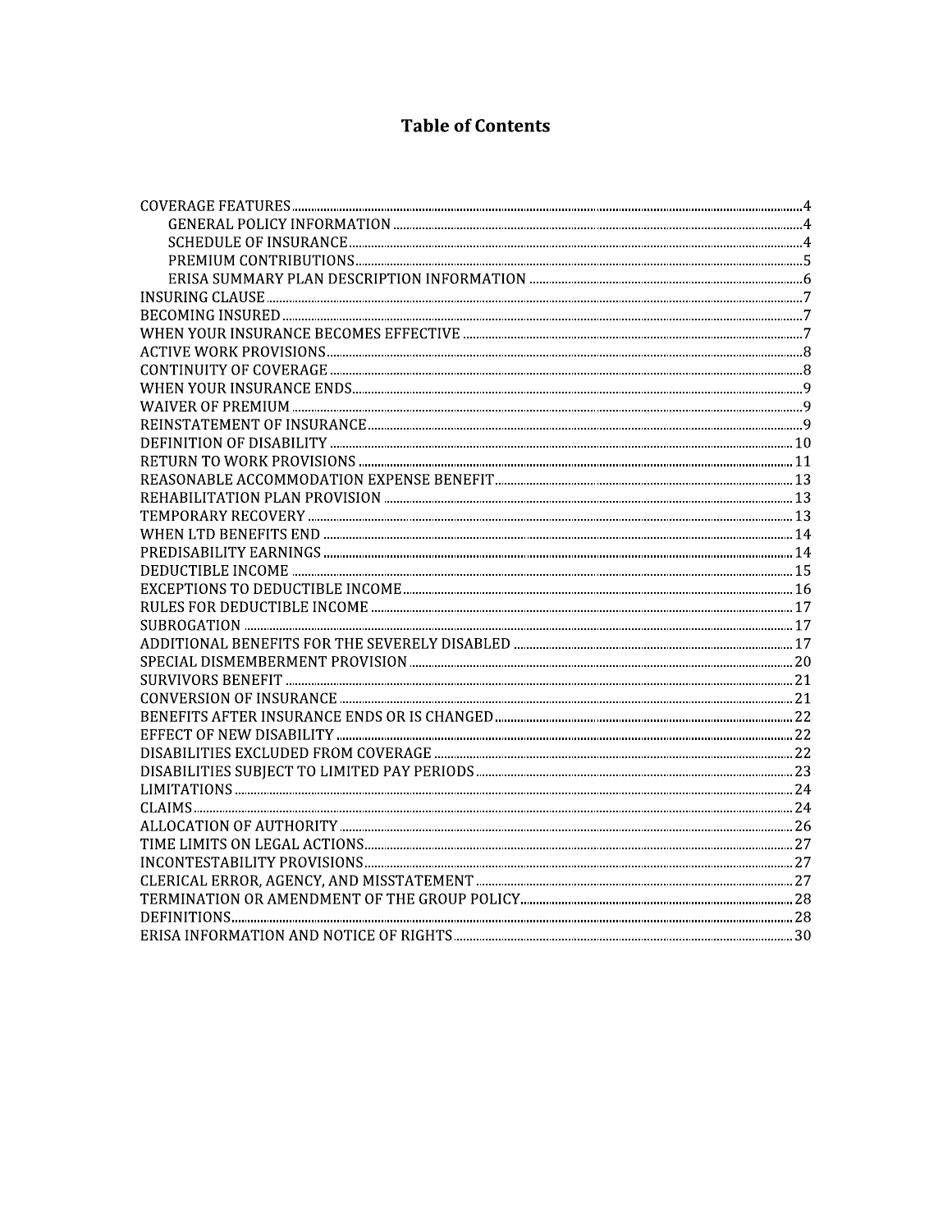# Table of Contents

- COVERAGE FEATURES ........ 4
  - GENERAL POLICY INFORMATION ........ 4
  - SCHEDULE OF INSURANCE ........ 4
  - PREMIUM CONTRIBUTIONS ........ 5
  - ERISA SUMMARY PLAN DESCRIPTION INFORMATION ........ 6
- INSURING CLAUSE ........ 7
- BECOMING INSURED ........ 7
- WHEN YOUR INSURANCE BECOMES EFFECTIVE ........ 7
- ACTIVE WORK PROVISIONS ........ 8
- CONTINUITY OF COVERAGE ........ 8
- WHEN YOUR INSURANCE ENDS ........ 9
- WAIVER OF PREMIUM ........ 9
- REINSTATEMENT OF INSURANCE ........ 9
- DEFINITION OF DISABILITY ........ 10
- RETURN TO WORK PROVISIONS ........ 11
- REASONABLE ACCOMMODATION EXPENSE BENEFIT ........ 13
- REHABILITATION PLAN PROVISION ........ 13
- TEMPORARY RECOVERY ........ 13
- WHEN LTD BENEFITS END ........ 14
- PREDISABILITY EARNINGS ........ 14
- DEDUCTIBLE INCOME ........ 15
- EXCEPTIONS TO DEDUCTIBLE INCOME ........ 16
- RULES FOR DEDUCTIBLE INCOME ........ 17
- SUBROGATION ........ 17
- ADDITIONAL BENEFITS FOR THE SEVERELY DISABLED ........ 17
- SPECIAL DISMEMBERMENT PROVISION ........ 20
- SURVIVORS BENEFIT ........ 21
- CONVERSION OF INSURANCE ........ 21
- BENEFITS AFTER INSURANCE ENDS OR IS CHANGED ........ 22
- EFFECT OF NEW DISABILITY ........ 22
- DISABILITIES EXCLUDED FROM COVERAGE ........ 22
- DISABILITIES SUBJECT TO LIMITED PAY PERIODS ........ 23
- LIMITATIONS ........ 24
- CLAIMS ........ 24
- ALLOCATION OF AUTHORITY ........ 26
- TIME LIMITS ON LEGAL ACTIONS ........ 27
- INCONTESTABILITY PROVISIONS ........ 27
- CLERICAL ERROR, AGENCY, AND MISSTATEMENT ........ 27
- TERMINATION OR AMENDMENT OF THE GROUP POLICY ........ 28
- DEFINITIONS ........ 28
- ERISA INFORMATION AND NOTICE OF RIGHTS ........ 30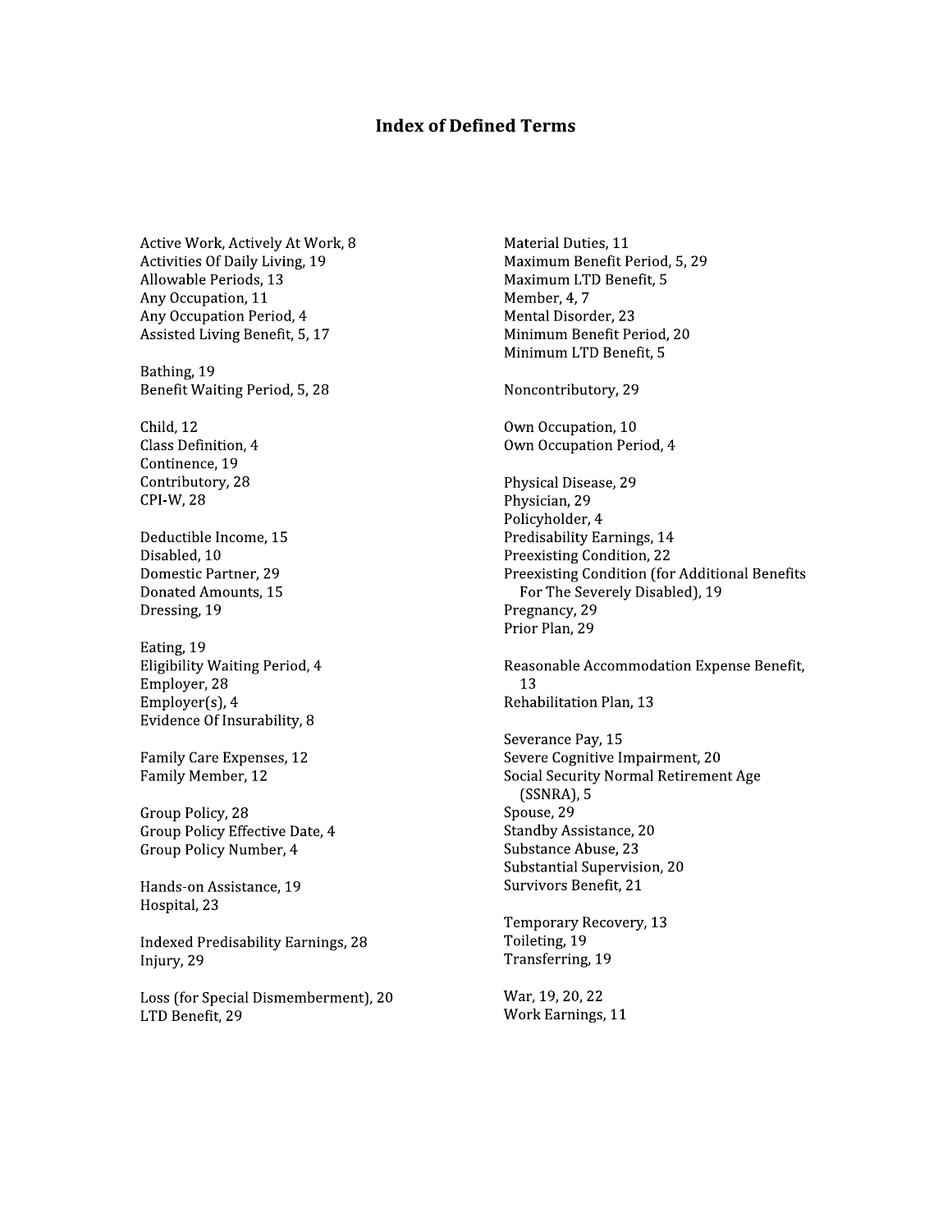# Index of Defined Terms

Active Work, Actively At Work, 8
Activities Of Daily Living, 19
Allowable Periods, 13
Any Occupation, 11
Any Occupation Period, 4
Assisted Living Benefit, 5, 17

Bathing, 19
Benefit Waiting Period, 5, 28

Child, 12
Class Definition, 4
Continence, 19
Contributory, 28
CPI-W, 28

Deductible Income, 15
Disabled, 10
Domestic Partner, 29
Donated Amounts, 15
Dressing, 19

Eating, 19
Eligibility Waiting Period, 4
Employer, 28
Employer(s), 4
Evidence Of Insurability, 8

Family Care Expenses, 12
Family Member, 12

Group Policy, 28
Group Policy Effective Date, 4
Group Policy Number, 4

Hands-on Assistance, 19
Hospital, 23

Indexed Predisability Earnings, 28
Injury, 29

Loss (for Special Dismemberment), 20
LTD Benefit, 29

Material Duties, 11
Maximum Benefit Period, 5, 29
Maximum LTD Benefit, 5
Member, 4, 7
Mental Disorder, 23
Minimum Benefit Period, 20
Minimum LTD Benefit, 5

Noncontributory, 29

Own Occupation, 10
Own Occupation Period, 4

Physical Disease, 29
Physician, 29
Policyholder, 4
Predisability Earnings, 14
Preexisting Condition, 22
Preexisting Condition (for Additional Benefits For The Severely Disabled), 19
Pregnancy, 29
Prior Plan, 29

Reasonable Accommodation Expense Benefit, 13
Rehabilitation Plan, 13

Severance Pay, 15
Severe Cognitive Impairment, 20
Social Security Normal Retirement Age (SSNRA), 5
Spouse, 29
Standby Assistance, 20
Substance Abuse, 23
Substantial Supervision, 20
Survivors Benefit, 21

Temporary Recovery, 13
Toileting, 19
Transferring, 19

War, 19, 20, 22
Work Earnings, 11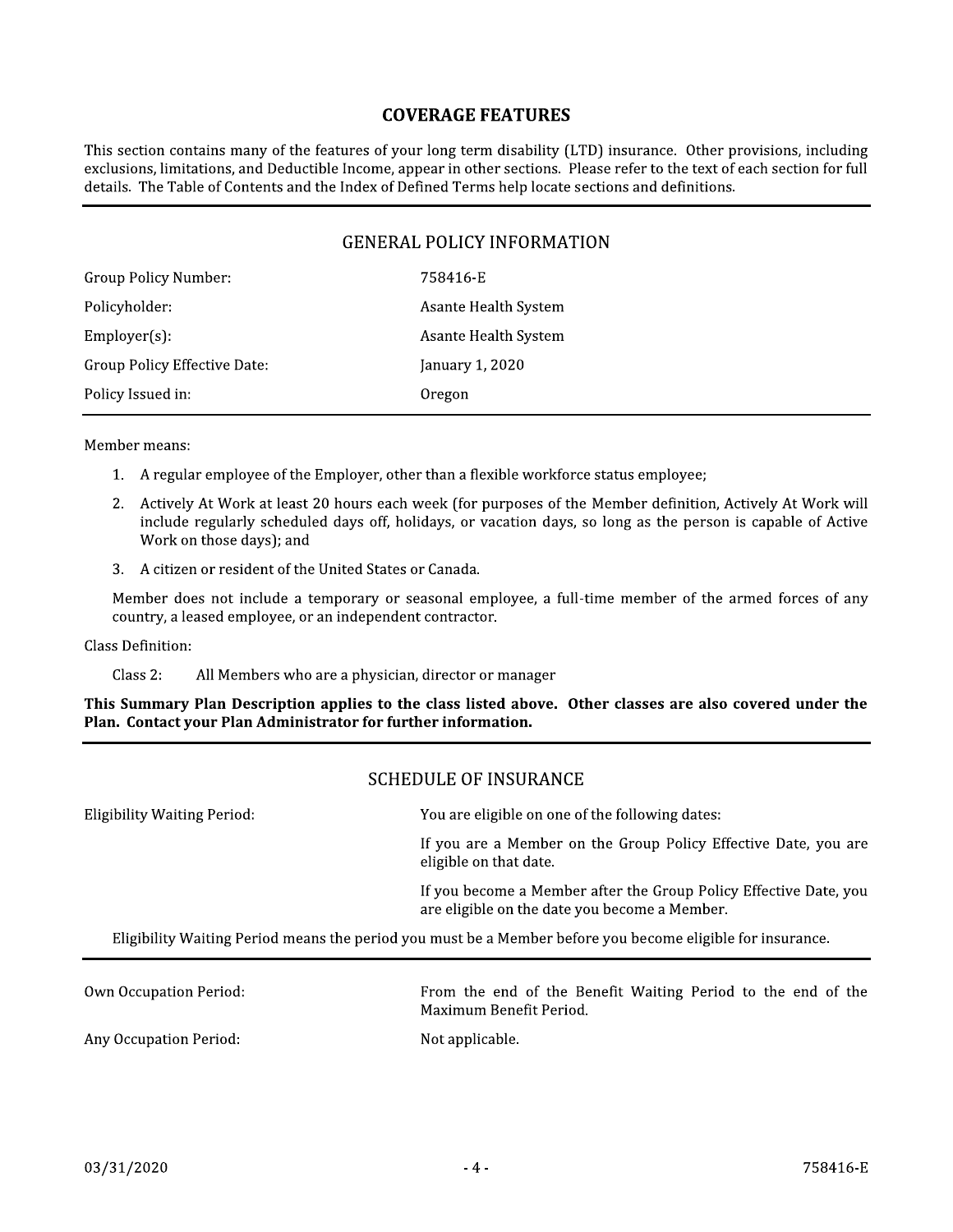# COVERAGE FEATURES

This section contains many of the features of your long term disability (LTD) insurance. Other provisions, including exclusions, limitations, and Deductible Income, appear in other sections. Please refer to the text of each section for full details. The Table of Contents and the Index of Defined Terms help locate sections and definitions.

## GENERAL POLICY INFORMATION

| | |
|---|---|
| Group Policy Number: | 758416-E |
| Policyholder: | Asante Health System |
| Employer(s): | Asante Health System |
| Group Policy Effective Date: | January 1, 2020 |
| Policy Issued in: | Oregon |

Member means:

1. A regular employee of the Employer, other than a flexible workforce status employee;
2. Actively At Work at least 20 hours each week (for purposes of the Member definition, Actively At Work will include regularly scheduled days off, holidays, or vacation days, so long as the person is capable of Active Work on those days); and
3. A citizen or resident of the United States or Canada.

Member does not include a temporary or seasonal employee, a full-time member of the armed forces of any country, a leased employee, or an independent contractor.

Class Definition:

Class 2: All Members who are a physician, director or manager

**This Summary Plan Description applies to the class listed above. Other classes are also covered under the Plan. Contact your Plan Administrator for further information.**

## SCHEDULE OF INSURANCE

Eligibility Waiting Period: You are eligible on one of the following dates:

If you are a Member on the Group Policy Effective Date, you are eligible on that date.

If you become a Member after the Group Policy Effective Date, you are eligible on the date you become a Member.

Eligibility Waiting Period means the period you must be a Member before you become eligible for insurance.

| | |
|---|---|
| Own Occupation Period: | From the end of the Benefit Waiting Period to the end of the Maximum Benefit Period. |
| Any Occupation Period: | Not applicable. |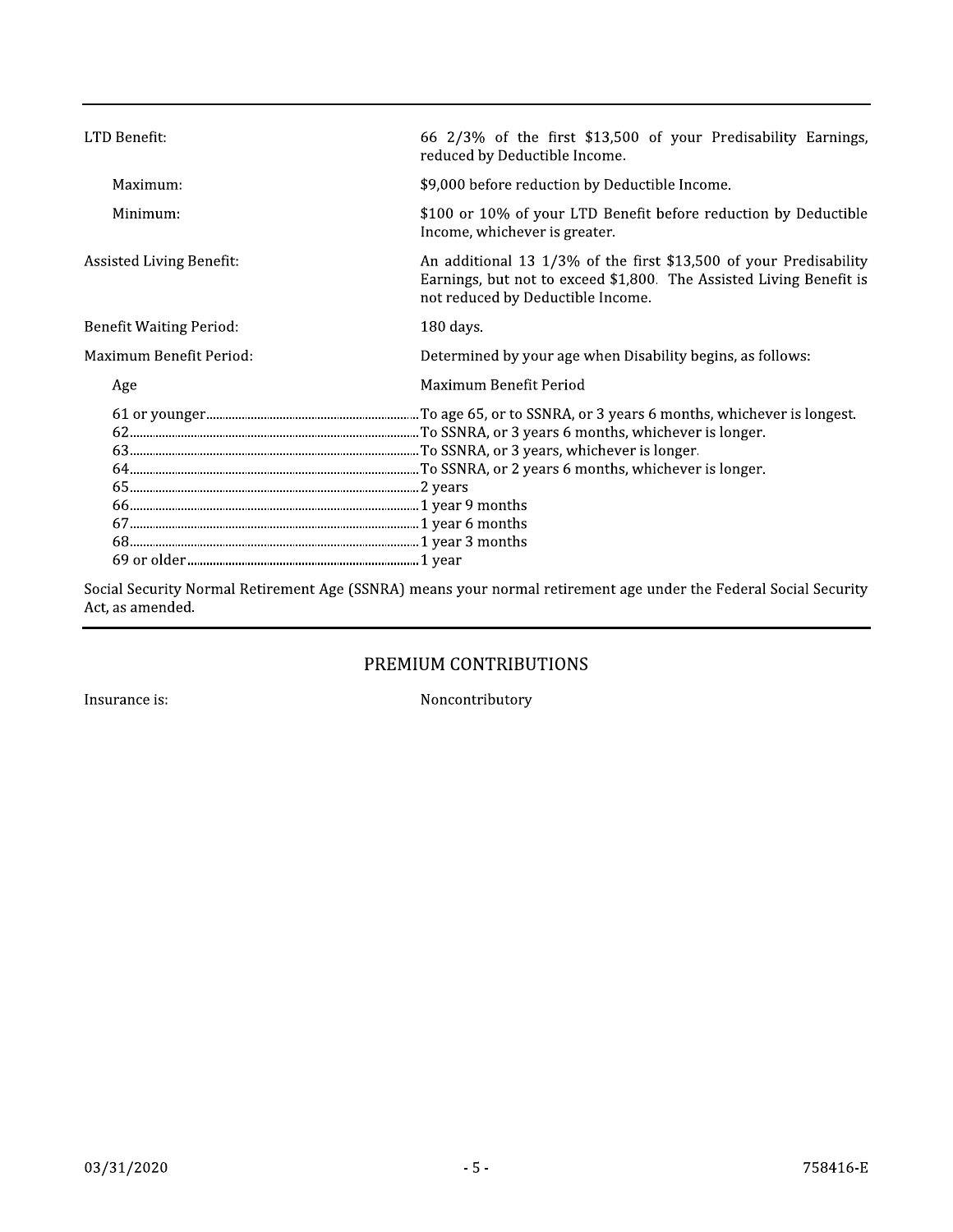| | |
|---|---|
| LTD Benefit: | 66 2/3% of the first $13,500 of your Predisability Earnings, reduced by Deductible Income. |
| Maximum: | $9,000 before reduction by Deductible Income. |
| Minimum: | $100 or 10% of your LTD Benefit before reduction by Deductible Income, whichever is greater. |
| Assisted Living Benefit: | An additional 13 1/3% of the first $13,500 of your Predisability Earnings, but not to exceed $1,800. The Assisted Living Benefit is not reduced by Deductible Income. |
| Benefit Waiting Period: | 180 days. |
| Maximum Benefit Period: | Determined by your age when Disability begins, as follows: |

| Age | Maximum Benefit Period |
|---|---|
| 61 or younger | To age 65, or to SSNRA, or 3 years 6 months, whichever is longest. |
| 62 | To SSNRA, or 3 years 6 months, whichever is longer. |
| 63 | To SSNRA, or 3 years, whichever is longer. |
| 64 | To SSNRA, or 2 years 6 months, whichever is longer. |
| 65 | 2 years |
| 66 | 1 year 9 months |
| 67 | 1 year 6 months |
| 68 | 1 year 3 months |
| 69 or older | 1 year |

Social Security Normal Retirement Age (SSNRA) means your normal retirement age under the Federal Social Security Act, as amended.

## PREMIUM CONTRIBUTIONS

Insurance is: Noncontributory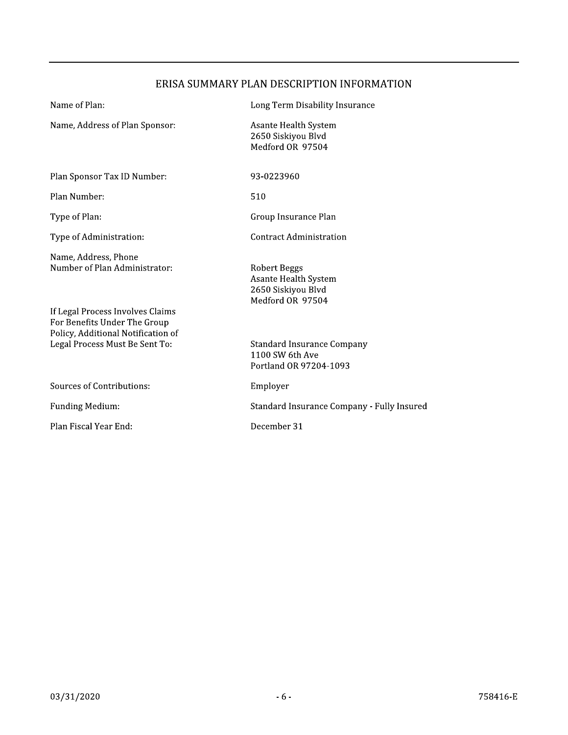## ERISA SUMMARY PLAN DESCRIPTION INFORMATION

| | |
|---|---|
| Name of Plan: | Long Term Disability Insurance |
| Name, Address of Plan Sponsor: | Asante Health System<br>2650 Siskiyou Blvd<br>Medford OR 97504 |
| Plan Sponsor Tax ID Number: | 93-0223960 |
| Plan Number: | 510 |
| Type of Plan: | Group Insurance Plan |
| Type of Administration: | Contract Administration |
| Name, Address, Phone Number of Plan Administrator: | Robert Beggs<br>Asante Health System<br>2650 Siskiyou Blvd<br>Medford OR 97504 |
| If Legal Process Involves Claims For Benefits Under The Group Policy, Additional Notification of Legal Process Must Be Sent To: | Standard Insurance Company<br>1100 SW 6th Ave<br>Portland OR 97204-1093 |
| Sources of Contributions: | Employer |
| Funding Medium: | Standard Insurance Company - Fully Insured |
| Plan Fiscal Year End: | December 31 |

03/31/2020 758416-E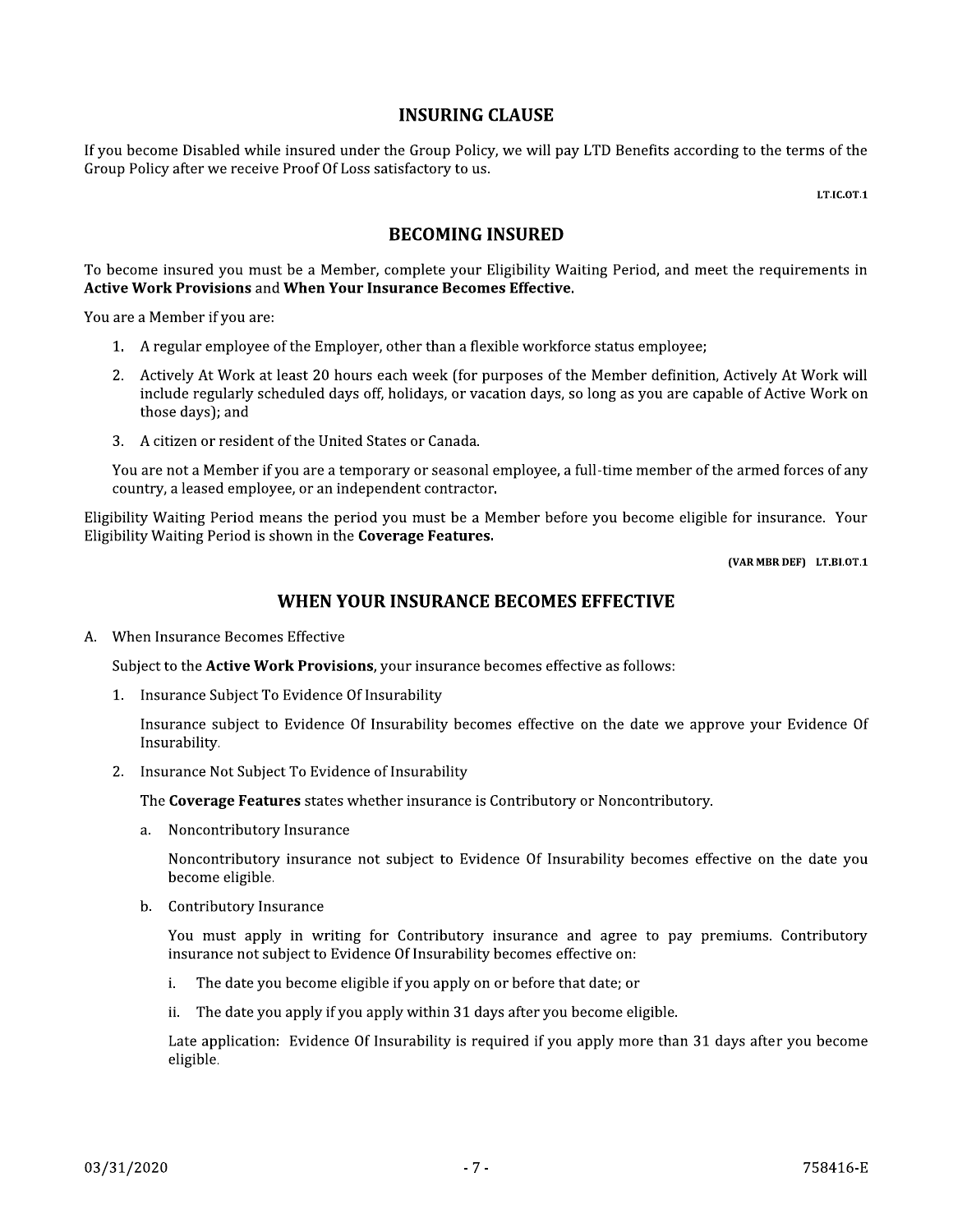## INSURING CLAUSE

If you become Disabled while insured under the Group Policy, we will pay LTD Benefits according to the terms of the Group Policy after we receive Proof Of Loss satisfactory to us.

LT.IC.OT.1

## BECOMING INSURED

To become insured you must be a Member, complete your Eligibility Waiting Period, and meet the requirements in **Active Work Provisions** and **When Your Insurance Becomes Effective.**

You are a Member if you are:

1. A regular employee of the Employer, other than a flexible workforce status employee;
2. Actively At Work at least 20 hours each week (for purposes of the Member definition, Actively At Work will include regularly scheduled days off, holidays, or vacation days, so long as you are capable of Active Work on those days); and
3. A citizen or resident of the United States or Canada.

You are not a Member if you are a temporary or seasonal employee, a full-time member of the armed forces of any country, a leased employee, or an independent contractor.

Eligibility Waiting Period means the period you must be a Member before you become eligible for insurance. Your Eligibility Waiting Period is shown in the **Coverage Features.**

(VAR MBR DEF) LT.BI.OT.1

## WHEN YOUR INSURANCE BECOMES EFFECTIVE

A. When Insurance Becomes Effective

Subject to the **Active Work Provisions**, your insurance becomes effective as follows:

1. Insurance Subject To Evidence Of Insurability

   Insurance subject to Evidence Of Insurability becomes effective on the date we approve your Evidence Of Insurability.

2. Insurance Not Subject To Evidence of Insurability

   The **Coverage Features** states whether insurance is Contributory or Noncontributory.

   a. Noncontributory Insurance

   Noncontributory insurance not subject to Evidence Of Insurability becomes effective on the date you become eligible.

   b. Contributory Insurance

   You must apply in writing for Contributory insurance and agree to pay premiums. Contributory insurance not subject to Evidence Of Insurability becomes effective on:

   i. The date you become eligible if you apply on or before that date; or

   ii. The date you apply if you apply within 31 days after you become eligible.

   Late application: Evidence Of Insurability is required if you apply more than 31 days after you become eligible.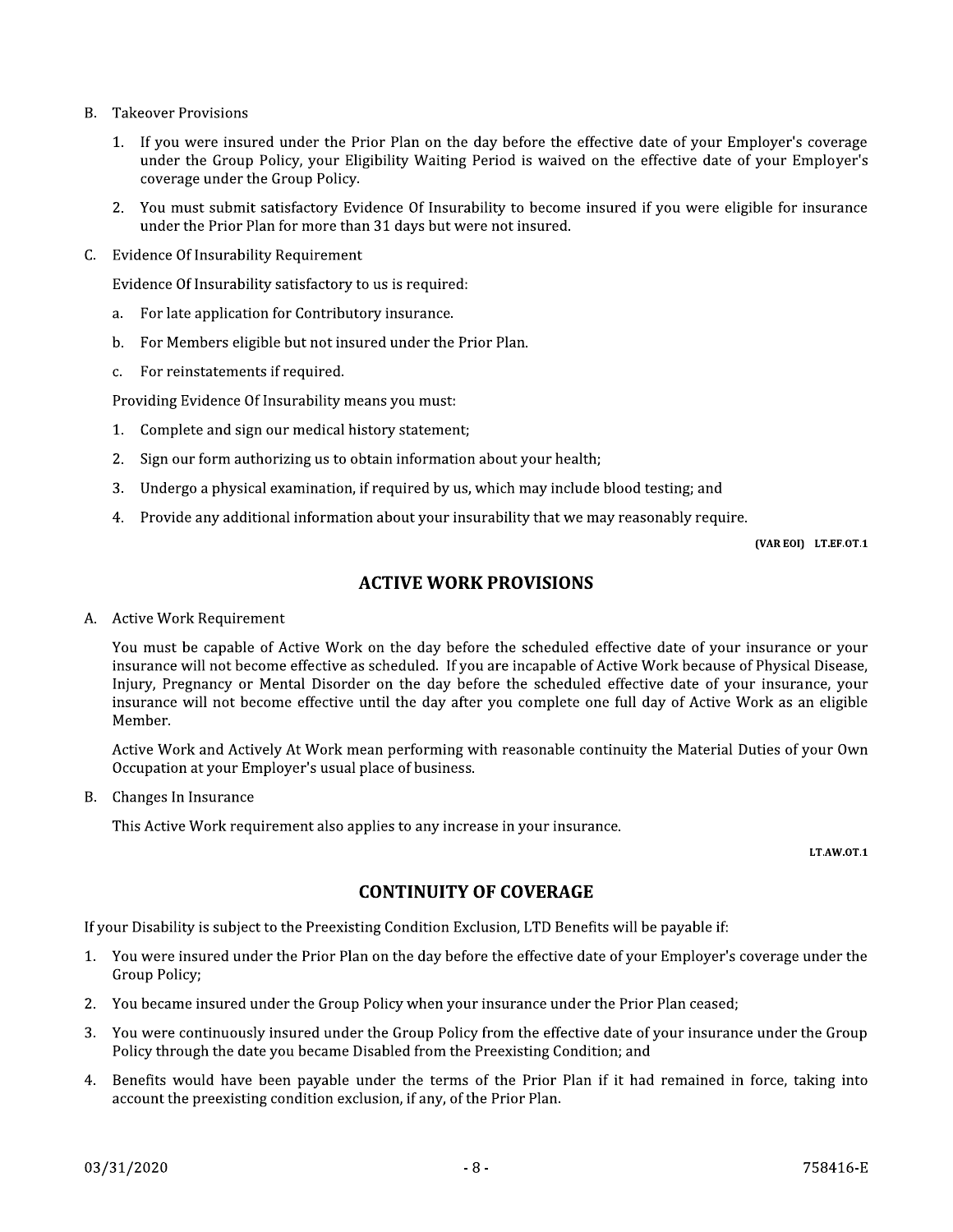B. Takeover Provisions

1. If you were insured under the Prior Plan on the day before the effective date of your Employer's coverage under the Group Policy, your Eligibility Waiting Period is waived on the effective date of your Employer's coverage under the Group Policy.

2. You must submit satisfactory Evidence Of Insurability to become insured if you were eligible for insurance under the Prior Plan for more than 31 days but were not insured.

C. Evidence Of Insurability Requirement

Evidence Of Insurability satisfactory to us is required:

a. For late application for Contributory insurance.

b. For Members eligible but not insured under the Prior Plan.

c. For reinstatements if required.

Providing Evidence Of Insurability means you must:

1. Complete and sign our medical history statement;

2. Sign our form authorizing us to obtain information about your health;

3. Undergo a physical examination, if required by us, which may include blood testing; and

4. Provide any additional information about your insurability that we may reasonably require.

(VAR EOI) LT.EF.OT.1

## ACTIVE WORK PROVISIONS

A. Active Work Requirement

You must be capable of Active Work on the day before the scheduled effective date of your insurance or your insurance will not become effective as scheduled. If you are incapable of Active Work because of Physical Disease, Injury, Pregnancy or Mental Disorder on the day before the scheduled effective date of your insurance, your insurance will not become effective until the day after you complete one full day of Active Work as an eligible Member.

Active Work and Actively At Work mean performing with reasonable continuity the Material Duties of your Own Occupation at your Employer's usual place of business.

B. Changes In Insurance

This Active Work requirement also applies to any increase in your insurance.

LT.AW.OT.1

## CONTINUITY OF COVERAGE

If your Disability is subject to the Preexisting Condition Exclusion, LTD Benefits will be payable if:

1. You were insured under the Prior Plan on the day before the effective date of your Employer's coverage under the Group Policy;

2. You became insured under the Group Policy when your insurance under the Prior Plan ceased;

3. You were continuously insured under the Group Policy from the effective date of your insurance under the Group Policy through the date you became Disabled from the Preexisting Condition; and

4. Benefits would have been payable under the terms of the Prior Plan if it had remained in force, taking into account the preexisting condition exclusion, if any, of the Prior Plan.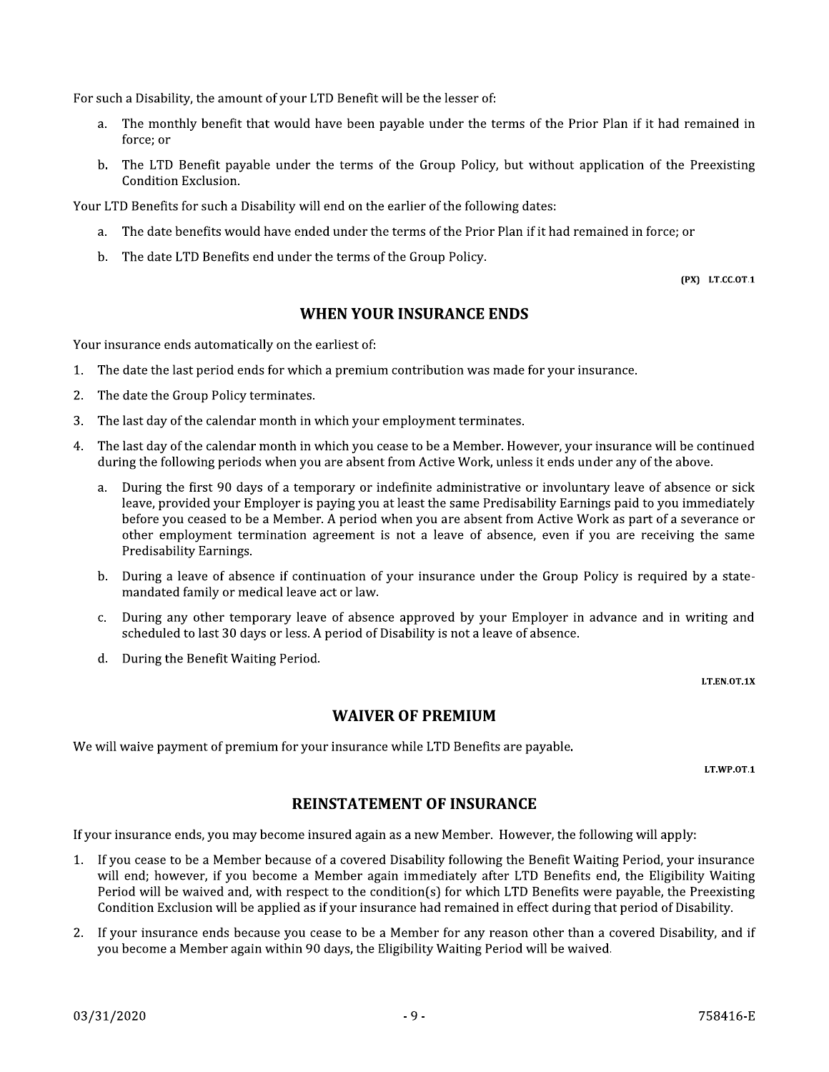For such a Disability, the amount of your LTD Benefit will be the lesser of:

a. The monthly benefit that would have been payable under the terms of the Prior Plan if it had remained in force; or

b. The LTD Benefit payable under the terms of the Group Policy, but without application of the Preexisting Condition Exclusion.

Your LTD Benefits for such a Disability will end on the earlier of the following dates:

a. The date benefits would have ended under the terms of the Prior Plan if it had remained in force; or

b. The date LTD Benefits end under the terms of the Group Policy.

(PX) LT.CC.OT.1

## WHEN YOUR INSURANCE ENDS

Your insurance ends automatically on the earliest of:

1. The date the last period ends for which a premium contribution was made for your insurance.
2. The date the Group Policy terminates.
3. The last day of the calendar month in which your employment terminates.
4. The last day of the calendar month in which you cease to be a Member. However, your insurance will be continued during the following periods when you are absent from Active Work, unless it ends under any of the above.

   a. During the first 90 days of a temporary or indefinite administrative or involuntary leave of absence or sick leave, provided your Employer is paying you at least the same Predisability Earnings paid to you immediately before you ceased to be a Member. A period when you are absent from Active Work as part of a severance or other employment termination agreement is not a leave of absence, even if you are receiving the same Predisability Earnings.

   b. During a leave of absence if continuation of your insurance under the Group Policy is required by a state-mandated family or medical leave act or law.

   c. During any other temporary leave of absence approved by your Employer in advance and in writing and scheduled to last 30 days or less. A period of Disability is not a leave of absence.

   d. During the Benefit Waiting Period.

LT.EN.OT.1X

## WAIVER OF PREMIUM

We will waive payment of premium for your insurance while LTD Benefits are payable.

LT.WP.OT.1

## REINSTATEMENT OF INSURANCE

If your insurance ends, you may become insured again as a new Member. However, the following will apply:

1. If you cease to be a Member because of a covered Disability following the Benefit Waiting Period, your insurance will end; however, if you become a Member again immediately after LTD Benefits end, the Eligibility Waiting Period will be waived and, with respect to the condition(s) for which LTD Benefits were payable, the Preexisting Condition Exclusion will be applied as if your insurance had remained in effect during that period of Disability.
2. If your insurance ends because you cease to be a Member for any reason other than a covered Disability, and if you become a Member again within 90 days, the Eligibility Waiting Period will be waived.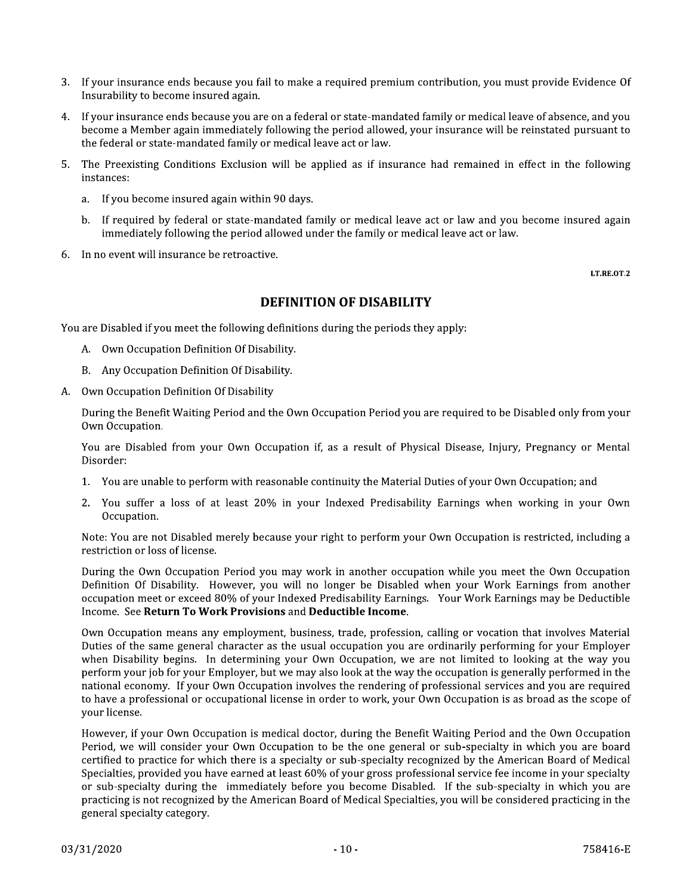3. If your insurance ends because you fail to make a required premium contribution, you must provide Evidence Of Insurability to become insured again.
4. If your insurance ends because you are on a federal or state-mandated family or medical leave of absence, and you become a Member again immediately following the period allowed, your insurance will be reinstated pursuant to the federal or state-mandated family or medical leave act or law.
5. The Preexisting Conditions Exclusion will be applied as if insurance had remained in effect in the following instances:
   a. If you become insured again within 90 days.
   b. If required by federal or state-mandated family or medical leave act or law and you become insured again immediately following the period allowed under the family or medical leave act or law.
6. In no event will insurance be retroactive.

LT.RE.OT.2

## DEFINITION OF DISABILITY

You are Disabled if you meet the following definitions during the periods they apply:

A. Own Occupation Definition Of Disability.
B. Any Occupation Definition Of Disability.

A. Own Occupation Definition Of Disability

During the Benefit Waiting Period and the Own Occupation Period you are required to be Disabled only from your Own Occupation.

You are Disabled from your Own Occupation if, as a result of Physical Disease, Injury, Pregnancy or Mental Disorder:

1. You are unable to perform with reasonable continuity the Material Duties of your Own Occupation; and
2. You suffer a loss of at least 20% in your Indexed Predisability Earnings when working in your Own Occupation.

Note: You are not Disabled merely because your right to perform your Own Occupation is restricted, including a restriction or loss of license.

During the Own Occupation Period you may work in another occupation while you meet the Own Occupation Definition Of Disability. However, you will no longer be Disabled when your Work Earnings from another occupation meet or exceed 80% of your Indexed Predisability Earnings. Your Work Earnings may be Deductible Income. See **Return To Work Provisions** and **Deductible Income**.

Own Occupation means any employment, business, trade, profession, calling or vocation that involves Material Duties of the same general character as the usual occupation you are ordinarily performing for your Employer when Disability begins. In determining your Own Occupation, we are not limited to looking at the way you perform your job for your Employer, but we may also look at the way the occupation is generally performed in the national economy. If your Own Occupation involves the rendering of professional services and you are required to have a professional or occupational license in order to work, your Own Occupation is as broad as the scope of your license.

However, if your Own Occupation is medical doctor, during the Benefit Waiting Period and the Own Occupation Period, we will consider your Own Occupation to be the one general or sub-specialty in which you are board certified to practice for which there is a specialty or sub-specialty recognized by the American Board of Medical Specialties, provided you have earned at least 60% of your gross professional service fee income in your specialty or sub-specialty during the immediately before you become Disabled. If the sub-specialty in which you are practicing is not recognized by the American Board of Medical Specialties, you will be considered practicing in the general specialty category.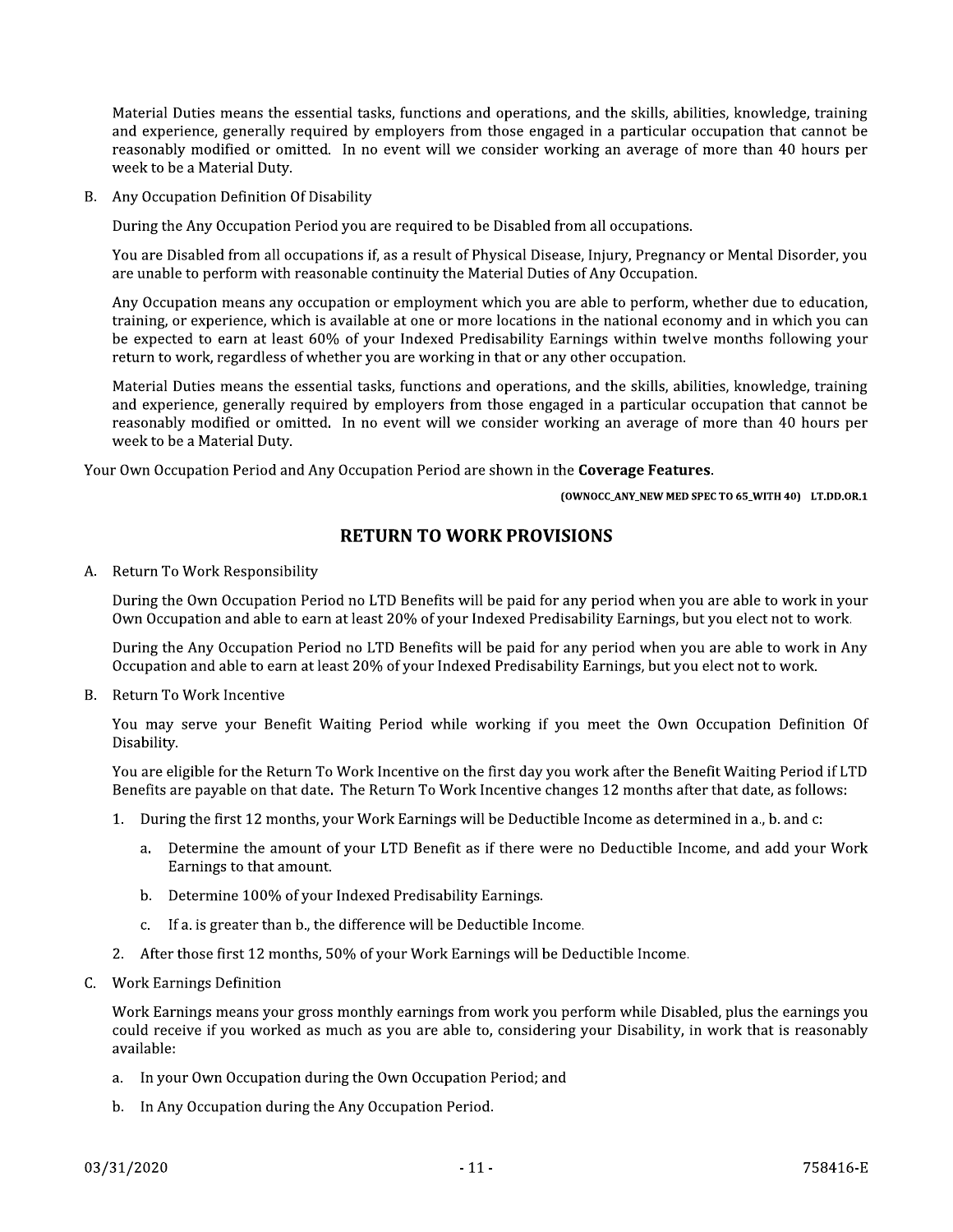Material Duties means the essential tasks, functions and operations, and the skills, abilities, knowledge, training and experience, generally required by employers from those engaged in a particular occupation that cannot be reasonably modified or omitted. In no event will we consider working an average of more than 40 hours per week to be a Material Duty.

B. Any Occupation Definition Of Disability

During the Any Occupation Period you are required to be Disabled from all occupations.

You are Disabled from all occupations if, as a result of Physical Disease, Injury, Pregnancy or Mental Disorder, you are unable to perform with reasonable continuity the Material Duties of Any Occupation.

Any Occupation means any occupation or employment which you are able to perform, whether due to education, training, or experience, which is available at one or more locations in the national economy and in which you can be expected to earn at least 60% of your Indexed Predisability Earnings within twelve months following your return to work, regardless of whether you are working in that or any other occupation.

Material Duties means the essential tasks, functions and operations, and the skills, abilities, knowledge, training and experience, generally required by employers from those engaged in a particular occupation that cannot be reasonably modified or omitted. In no event will we consider working an average of more than 40 hours per week to be a Material Duty.

Your Own Occupation Period and Any Occupation Period are shown in the **Coverage Features**.

**(OWNOCC_ANY_NEW MED SPEC TO 65_WITH 40) LT.DD.OR.1**

## RETURN TO WORK PROVISIONS

A. Return To Work Responsibility

During the Own Occupation Period no LTD Benefits will be paid for any period when you are able to work in your Own Occupation and able to earn at least 20% of your Indexed Predisability Earnings, but you elect not to work.

During the Any Occupation Period no LTD Benefits will be paid for any period when you are able to work in Any Occupation and able to earn at least 20% of your Indexed Predisability Earnings, but you elect not to work.

B. Return To Work Incentive

You may serve your Benefit Waiting Period while working if you meet the Own Occupation Definition Of Disability.

You are eligible for the Return To Work Incentive on the first day you work after the Benefit Waiting Period if LTD Benefits are payable on that date. The Return To Work Incentive changes 12 months after that date, as follows:

1. During the first 12 months, your Work Earnings will be Deductible Income as determined in a., b. and c:
   a. Determine the amount of your LTD Benefit as if there were no Deductible Income, and add your Work Earnings to that amount.
   b. Determine 100% of your Indexed Predisability Earnings.
   c. If a. is greater than b., the difference will be Deductible Income.
2. After those first 12 months, 50% of your Work Earnings will be Deductible Income.

C. Work Earnings Definition

Work Earnings means your gross monthly earnings from work you perform while Disabled, plus the earnings you could receive if you worked as much as you are able to, considering your Disability, in work that is reasonably available:

a. In your Own Occupation during the Own Occupation Period; and

b. In Any Occupation during the Any Occupation Period.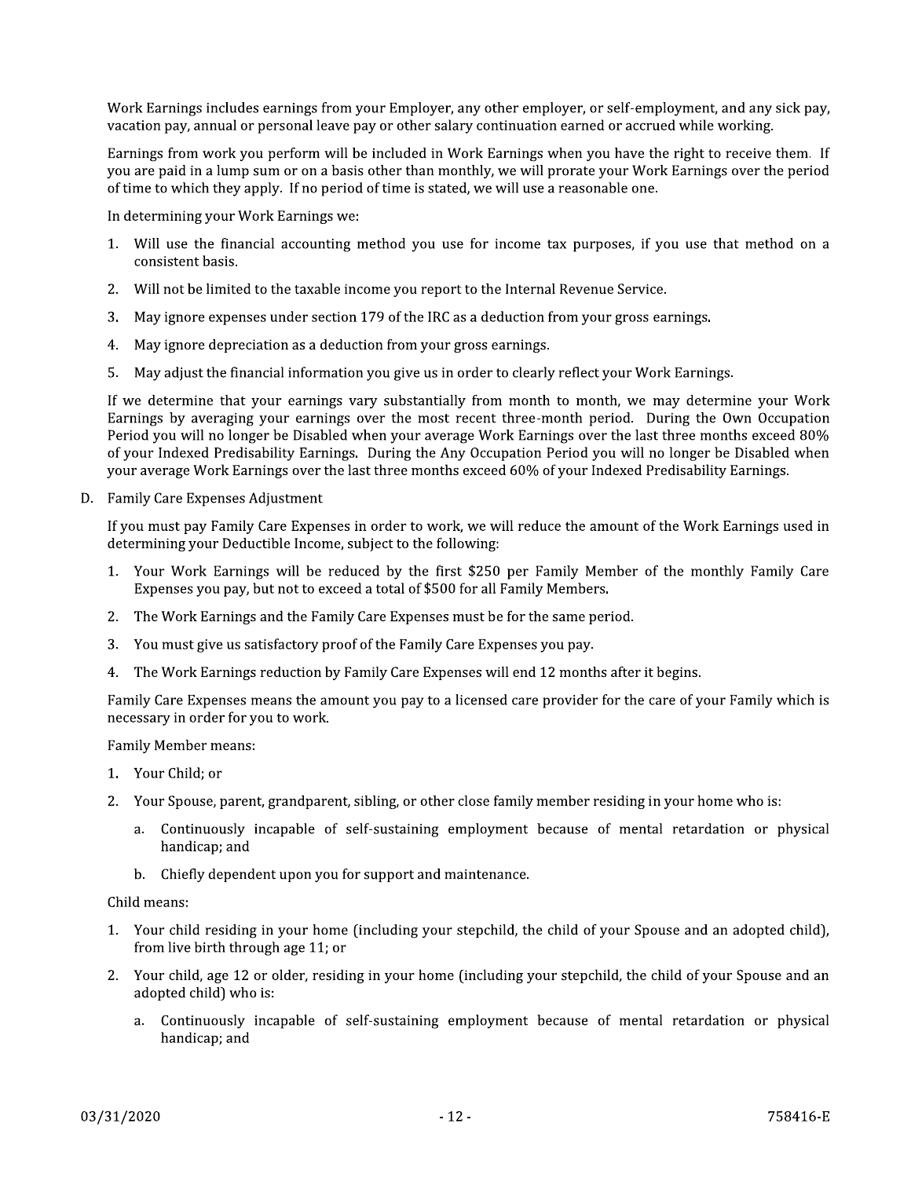Work Earnings includes earnings from your Employer, any other employer, or self-employment, and any sick pay, vacation pay, annual or personal leave pay or other salary continuation earned or accrued while working.

Earnings from work you perform will be included in Work Earnings when you have the right to receive them. If you are paid in a lump sum or on a basis other than monthly, we will prorate your Work Earnings over the period of time to which they apply. If no period of time is stated, we will use a reasonable one.

In determining your Work Earnings we:

1. Will use the financial accounting method you use for income tax purposes, if you use that method on a consistent basis.
2. Will not be limited to the taxable income you report to the Internal Revenue Service.
3. May ignore expenses under section 179 of the IRC as a deduction from your gross earnings.
4. May ignore depreciation as a deduction from your gross earnings.
5. May adjust the financial information you give us in order to clearly reflect your Work Earnings.

If we determine that your earnings vary substantially from month to month, we may determine your Work Earnings by averaging your earnings over the most recent three-month period. During the Own Occupation Period you will no longer be Disabled when your average Work Earnings over the last three months exceed 80% of your Indexed Predisability Earnings. During the Any Occupation Period you will no longer be Disabled when your average Work Earnings over the last three months exceed 60% of your Indexed Predisability Earnings.

D. Family Care Expenses Adjustment

If you must pay Family Care Expenses in order to work, we will reduce the amount of the Work Earnings used in determining your Deductible Income, subject to the following:

1. Your Work Earnings will be reduced by the first $250 per Family Member of the monthly Family Care Expenses you pay, but not to exceed a total of $500 for all Family Members.
2. The Work Earnings and the Family Care Expenses must be for the same period.
3. You must give us satisfactory proof of the Family Care Expenses you pay.
4. The Work Earnings reduction by Family Care Expenses will end 12 months after it begins.

Family Care Expenses means the amount you pay to a licensed care provider for the care of your Family which is necessary in order for you to work.

Family Member means:

1. Your Child; or
2. Your Spouse, parent, grandparent, sibling, or other close family member residing in your home who is:
   a. Continuously incapable of self-sustaining employment because of mental retardation or physical handicap; and
   b. Chiefly dependent upon you for support and maintenance.

Child means:

1. Your child residing in your home (including your stepchild, the child of your Spouse and an adopted child), from live birth through age 11; or
2. Your child, age 12 or older, residing in your home (including your stepchild, the child of your Spouse and an adopted child) who is:
   a. Continuously incapable of self-sustaining employment because of mental retardation or physical handicap; and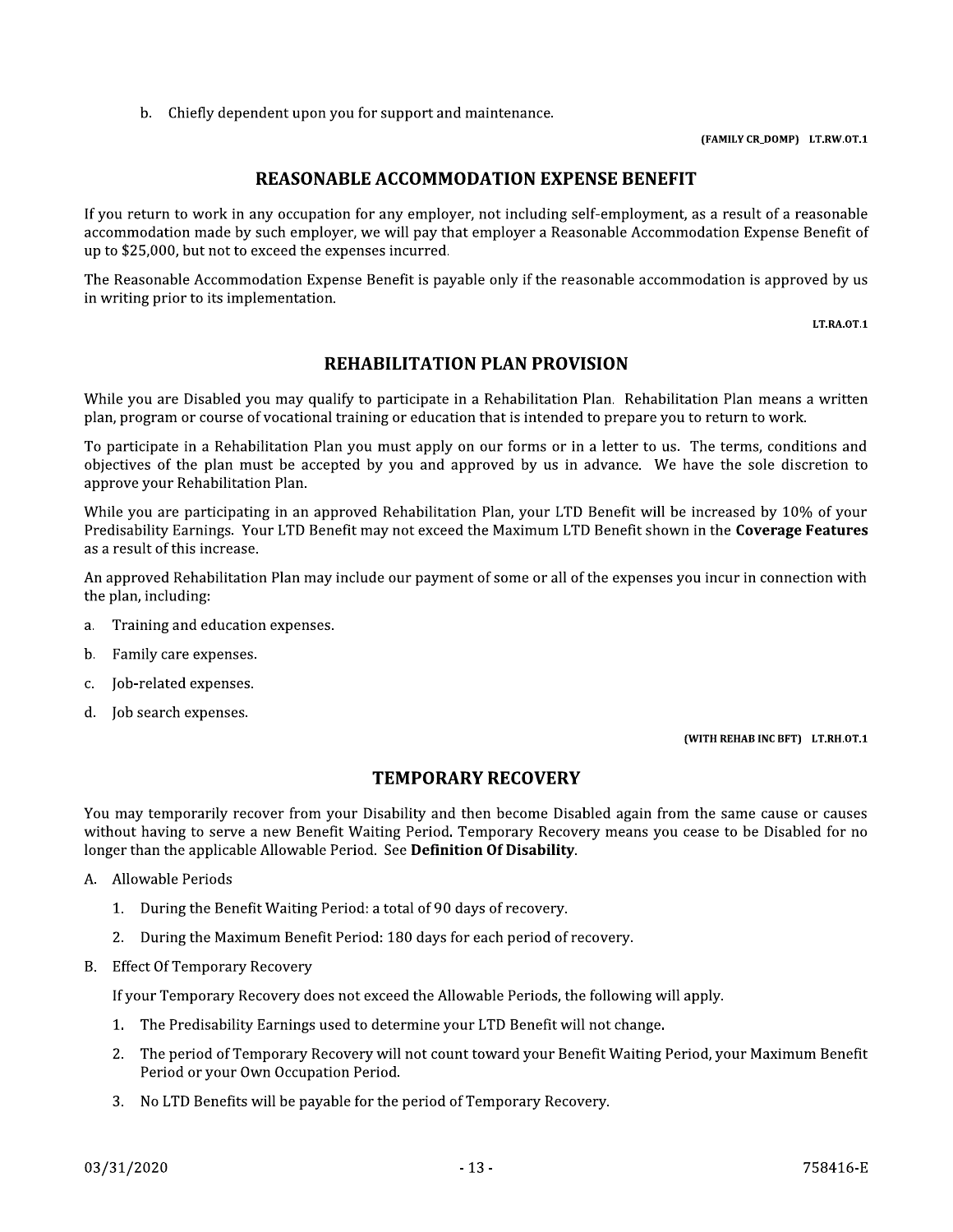b. Chiefly dependent upon you for support and maintenance.

(FAMILY CR_DOMP) LT.RW.OT.1

## REASONABLE ACCOMMODATION EXPENSE BENEFIT

If you return to work in any occupation for any employer, not including self-employment, as a result of a reasonable accommodation made by such employer, we will pay that employer a Reasonable Accommodation Expense Benefit of up to $25,000, but not to exceed the expenses incurred.

The Reasonable Accommodation Expense Benefit is payable only if the reasonable accommodation is approved by us in writing prior to its implementation.

LT.RA.OT.1

## REHABILITATION PLAN PROVISION

While you are Disabled you may qualify to participate in a Rehabilitation Plan. Rehabilitation Plan means a written plan, program or course of vocational training or education that is intended to prepare you to return to work.

To participate in a Rehabilitation Plan you must apply on our forms or in a letter to us. The terms, conditions and objectives of the plan must be accepted by you and approved by us in advance. We have the sole discretion to approve your Rehabilitation Plan.

While you are participating in an approved Rehabilitation Plan, your LTD Benefit will be increased by 10% of your Predisability Earnings. Your LTD Benefit may not exceed the Maximum LTD Benefit shown in the **Coverage Features** as a result of this increase.

An approved Rehabilitation Plan may include our payment of some or all of the expenses you incur in connection with the plan, including:

a. Training and education expenses.

b. Family care expenses.

c. Job-related expenses.

d. Job search expenses.

(WITH REHAB INC BFT) LT.RH.OT.1

## TEMPORARY RECOVERY

You may temporarily recover from your Disability and then become Disabled again from the same cause or causes without having to serve a new Benefit Waiting Period. Temporary Recovery means you cease to be Disabled for no longer than the applicable Allowable Period. See **Definition Of Disability**.

A. Allowable Periods

   1. During the Benefit Waiting Period: a total of 90 days of recovery.

   2. During the Maximum Benefit Period: 180 days for each period of recovery.

B. Effect Of Temporary Recovery

   If your Temporary Recovery does not exceed the Allowable Periods, the following will apply.

   1. The Predisability Earnings used to determine your LTD Benefit will not change.

   2. The period of Temporary Recovery will not count toward your Benefit Waiting Period, your Maximum Benefit Period or your Own Occupation Period.

   3. No LTD Benefits will be payable for the period of Temporary Recovery.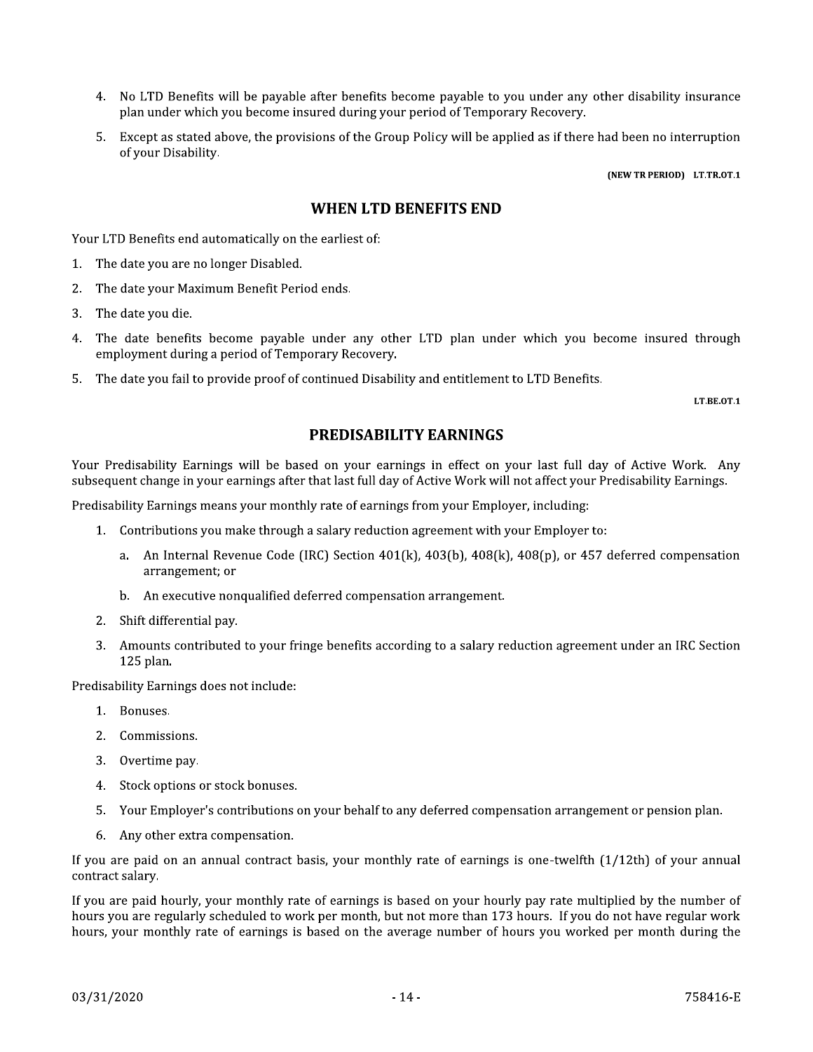4. No LTD Benefits will be payable after benefits become payable to you under any other disability insurance plan under which you become insured during your period of Temporary Recovery.
5. Except as stated above, the provisions of the Group Policy will be applied as if there had been no interruption of your Disability.

**(NEW TR PERIOD) LT.TR.OT.1**

## WHEN LTD BENEFITS END

Your LTD Benefits end automatically on the earliest of:

1. The date you are no longer Disabled.
2. The date your Maximum Benefit Period ends.
3. The date you die.
4. The date benefits become payable under any other LTD plan under which you become insured through employment during a period of Temporary Recovery.
5. The date you fail to provide proof of continued Disability and entitlement to LTD Benefits.

**LT.BE.OT.1**

## PREDISABILITY EARNINGS

Your Predisability Earnings will be based on your earnings in effect on your last full day of Active Work. Any subsequent change in your earnings after that last full day of Active Work will not affect your Predisability Earnings.

Predisability Earnings means your monthly rate of earnings from your Employer, including:

1. Contributions you make through a salary reduction agreement with your Employer to:
   a. An Internal Revenue Code (IRC) Section 401(k), 403(b), 408(k), 408(p), or 457 deferred compensation arrangement; or
   b. An executive nonqualified deferred compensation arrangement.
2. Shift differential pay.
3. Amounts contributed to your fringe benefits according to a salary reduction agreement under an IRC Section 125 plan.

Predisability Earnings does not include:

1. Bonuses.
2. Commissions.
3. Overtime pay.
4. Stock options or stock bonuses.
5. Your Employer's contributions on your behalf to any deferred compensation arrangement or pension plan.
6. Any other extra compensation.

If you are paid on an annual contract basis, your monthly rate of earnings is one-twelfth (1/12th) of your annual contract salary.

If you are paid hourly, your monthly rate of earnings is based on your hourly pay rate multiplied by the number of hours you are regularly scheduled to work per month, but not more than 173 hours. If you do not have regular work hours, your monthly rate of earnings is based on the average number of hours you worked per month during the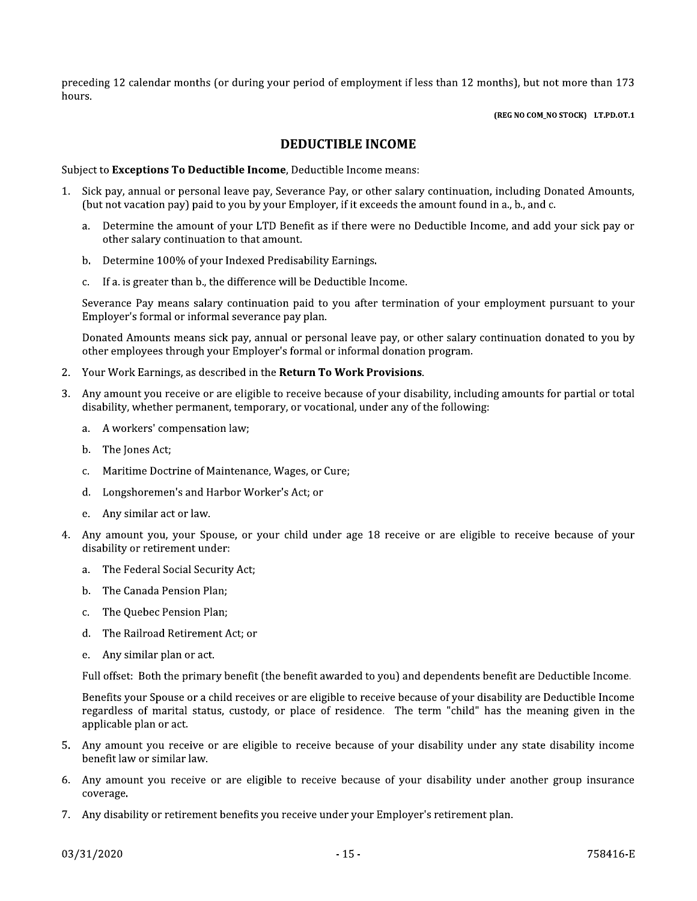preceding 12 calendar months (or during your period of employment if less than 12 months), but not more than 173 hours.

**(REG NO COM_NO STOCK) LT.PD.OT.1**

## DEDUCTIBLE INCOME

Subject to **Exceptions To Deductible Income**, Deductible Income means:

1. Sick pay, annual or personal leave pay, Severance Pay, or other salary continuation, including Donated Amounts, (but not vacation pay) paid to you by your Employer, if it exceeds the amount found in a., b., and c.

   a. Determine the amount of your LTD Benefit as if there were no Deductible Income, and add your sick pay or other salary continuation to that amount.

   b. Determine 100% of your Indexed Predisability Earnings.

   c. If a. is greater than b., the difference will be Deductible Income.

   Severance Pay means salary continuation paid to you after termination of your employment pursuant to your Employer's formal or informal severance pay plan.

   Donated Amounts means sick pay, annual or personal leave pay, or other salary continuation donated to you by other employees through your Employer's formal or informal donation program.

2. Your Work Earnings, as described in the **Return To Work Provisions**.

3. Any amount you receive or are eligible to receive because of your disability, including amounts for partial or total disability, whether permanent, temporary, or vocational, under any of the following:

   a. A workers' compensation law;

   b. The Jones Act;

   c. Maritime Doctrine of Maintenance, Wages, or Cure;

   d. Longshoremen's and Harbor Worker's Act; or

   e. Any similar act or law.

4. Any amount you, your Spouse, or your child under age 18 receive or are eligible to receive because of your disability or retirement under:

   a. The Federal Social Security Act;

   b. The Canada Pension Plan;

   c. The Quebec Pension Plan;

   d. The Railroad Retirement Act; or

   e. Any similar plan or act.

   Full offset: Both the primary benefit (the benefit awarded to you) and dependents benefit are Deductible Income.

   Benefits your Spouse or a child receives or are eligible to receive because of your disability are Deductible Income regardless of marital status, custody, or place of residence. The term "child" has the meaning given in the applicable plan or act.

5. Any amount you receive or are eligible to receive because of your disability under any state disability income benefit law or similar law.

6. Any amount you receive or are eligible to receive because of your disability under another group insurance coverage.

7. Any disability or retirement benefits you receive under your Employer's retirement plan.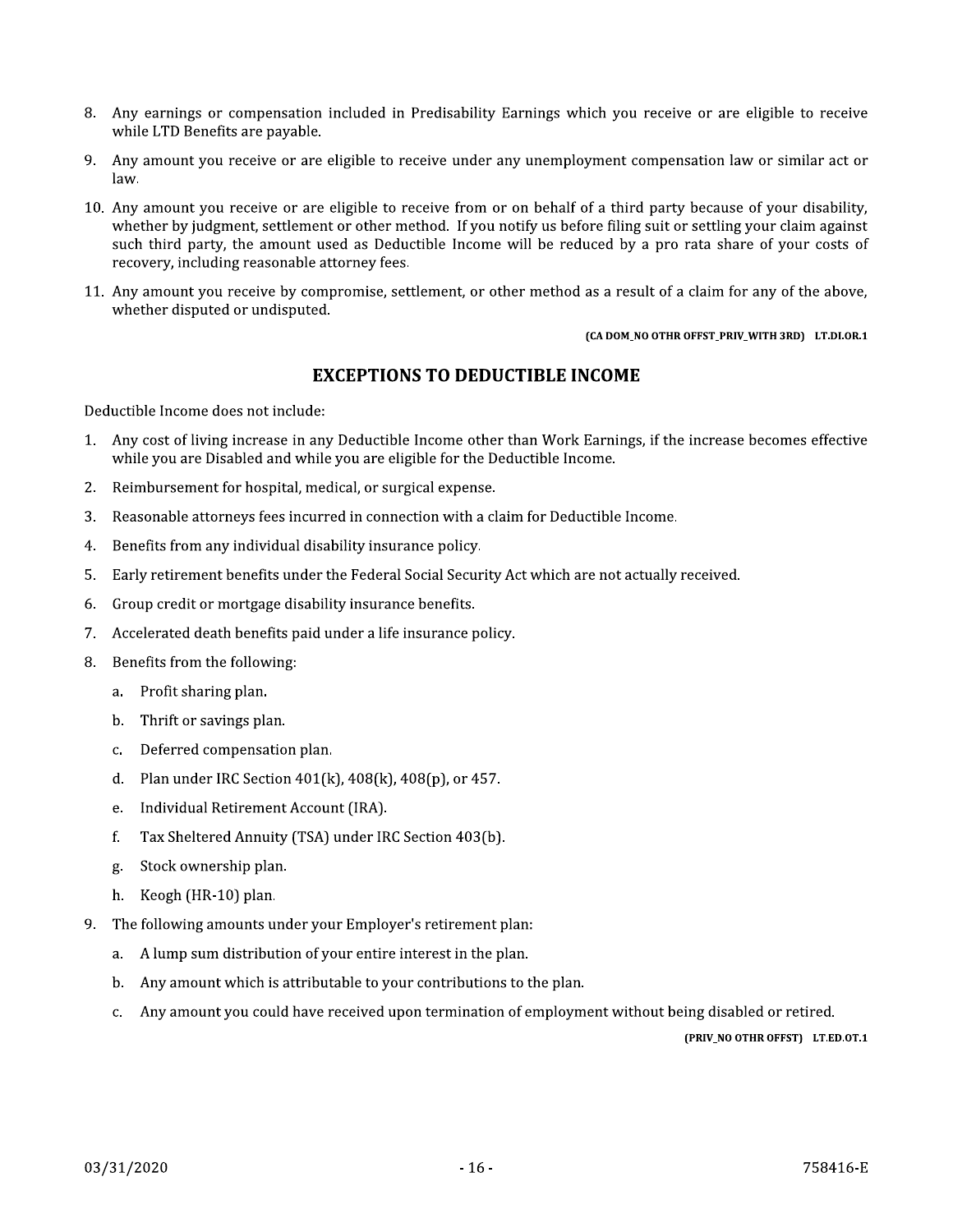8. Any earnings or compensation included in Predisability Earnings which you receive or are eligible to receive while LTD Benefits are payable.
9. Any amount you receive or are eligible to receive under any unemployment compensation law or similar act or law.
10. Any amount you receive or are eligible to receive from or on behalf of a third party because of your disability, whether by judgment, settlement or other method. If you notify us before filing suit or settling your claim against such third party, the amount used as Deductible Income will be reduced by a pro rata share of your costs of recovery, including reasonable attorney fees.
11. Any amount you receive by compromise, settlement, or other method as a result of a claim for any of the above, whether disputed or undisputed.

**(CA DOM_NO OTHR OFFST_PRIV_WITH 3RD) LT.DI.OR.1**

## EXCEPTIONS TO DEDUCTIBLE INCOME

Deductible Income does not include:

1. Any cost of living increase in any Deductible Income other than Work Earnings, if the increase becomes effective while you are Disabled and while you are eligible for the Deductible Income.
2. Reimbursement for hospital, medical, or surgical expense.
3. Reasonable attorneys fees incurred in connection with a claim for Deductible Income.
4. Benefits from any individual disability insurance policy.
5. Early retirement benefits under the Federal Social Security Act which are not actually received.
6. Group credit or mortgage disability insurance benefits.
7. Accelerated death benefits paid under a life insurance policy.
8. Benefits from the following:
   a. Profit sharing plan.
   b. Thrift or savings plan.
   c. Deferred compensation plan.
   d. Plan under IRC Section 401(k), 408(k), 408(p), or 457.
   e. Individual Retirement Account (IRA).
   f. Tax Sheltered Annuity (TSA) under IRC Section 403(b).
   g. Stock ownership plan.
   h. Keogh (HR-10) plan.
9. The following amounts under your Employer's retirement plan:
   a. A lump sum distribution of your entire interest in the plan.
   b. Any amount which is attributable to your contributions to the plan.
   c. Any amount you could have received upon termination of employment without being disabled or retired.

**(PRIV_NO OTHR OFFST) LT.ED.OT.1**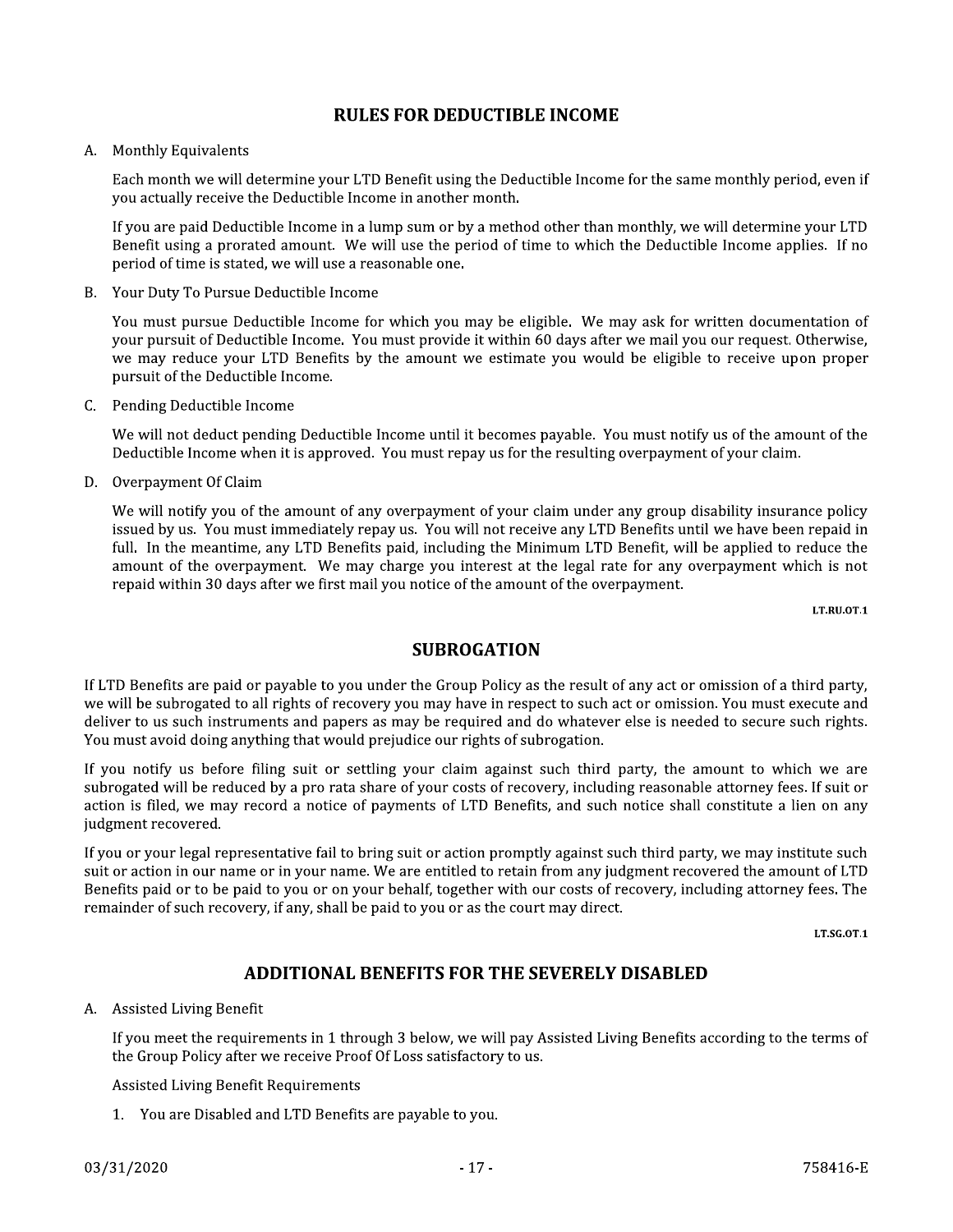## RULES FOR DEDUCTIBLE INCOME

A. Monthly Equivalents

Each month we will determine your LTD Benefit using the Deductible Income for the same monthly period, even if you actually receive the Deductible Income in another month.

If you are paid Deductible Income in a lump sum or by a method other than monthly, we will determine your LTD Benefit using a prorated amount. We will use the period of time to which the Deductible Income applies. If no period of time is stated, we will use a reasonable one.

B. Your Duty To Pursue Deductible Income

You must pursue Deductible Income for which you may be eligible. We may ask for written documentation of your pursuit of Deductible Income. You must provide it within 60 days after we mail you our request. Otherwise, we may reduce your LTD Benefits by the amount we estimate you would be eligible to receive upon proper pursuit of the Deductible Income.

C. Pending Deductible Income

We will not deduct pending Deductible Income until it becomes payable. You must notify us of the amount of the Deductible Income when it is approved. You must repay us for the resulting overpayment of your claim.

D. Overpayment Of Claim

We will notify you of the amount of any overpayment of your claim under any group disability insurance policy issued by us. You must immediately repay us. You will not receive any LTD Benefits until we have been repaid in full. In the meantime, any LTD Benefits paid, including the Minimum LTD Benefit, will be applied to reduce the amount of the overpayment. We may charge you interest at the legal rate for any overpayment which is not repaid within 30 days after we first mail you notice of the amount of the overpayment.

LT.RU.OT.1

## SUBROGATION

If LTD Benefits are paid or payable to you under the Group Policy as the result of any act or omission of a third party, we will be subrogated to all rights of recovery you may have in respect to such act or omission. You must execute and deliver to us such instruments and papers as may be required and do whatever else is needed to secure such rights. You must avoid doing anything that would prejudice our rights of subrogation.

If you notify us before filing suit or settling your claim against such third party, the amount to which we are subrogated will be reduced by a pro rata share of your costs of recovery, including reasonable attorney fees. If suit or action is filed, we may record a notice of payments of LTD Benefits, and such notice shall constitute a lien on any judgment recovered.

If you or your legal representative fail to bring suit or action promptly against such third party, we may institute such suit or action in our name or in your name. We are entitled to retain from any judgment recovered the amount of LTD Benefits paid or to be paid to you or on your behalf, together with our costs of recovery, including attorney fees. The remainder of such recovery, if any, shall be paid to you or as the court may direct.

LT.SG.OT.1

## ADDITIONAL BENEFITS FOR THE SEVERELY DISABLED

A. Assisted Living Benefit

If you meet the requirements in 1 through 3 below, we will pay Assisted Living Benefits according to the terms of the Group Policy after we receive Proof Of Loss satisfactory to us.

Assisted Living Benefit Requirements

1. You are Disabled and LTD Benefits are payable to you.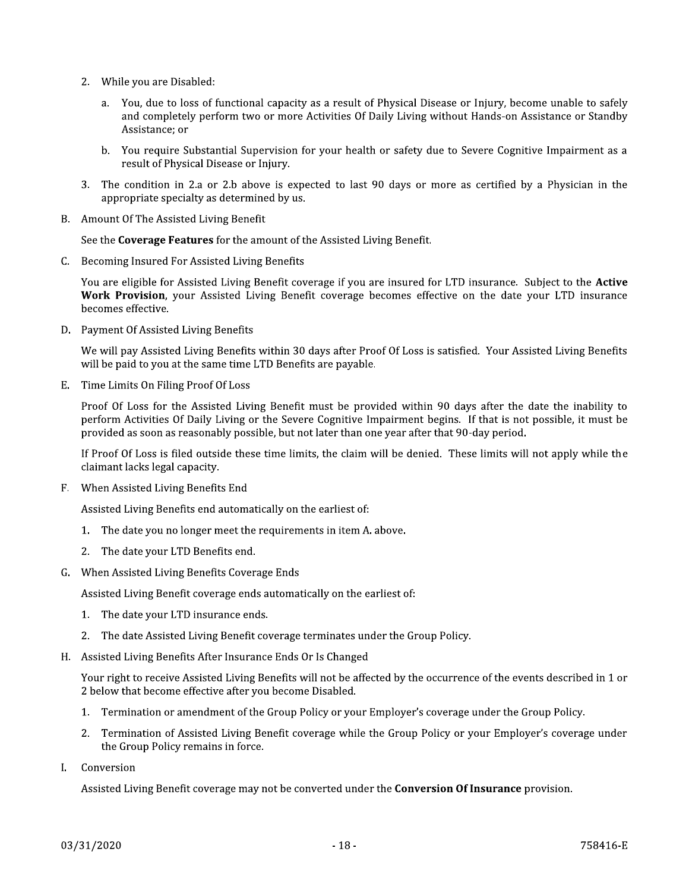2. While you are Disabled:

   a. You, due to loss of functional capacity as a result of Physical Disease or Injury, become unable to safely and completely perform two or more Activities Of Daily Living without Hands-on Assistance or Standby Assistance; or

   b. You require Substantial Supervision for your health or safety due to Severe Cognitive Impairment as a result of Physical Disease or Injury.

3. The condition in 2.a or 2.b above is expected to last 90 days or more as certified by a Physician in the appropriate specialty as determined by us.

B. Amount Of The Assisted Living Benefit

See the **Coverage Features** for the amount of the Assisted Living Benefit.

C. Becoming Insured For Assisted Living Benefits

You are eligible for Assisted Living Benefit coverage if you are insured for LTD insurance. Subject to the **Active Work Provision**, your Assisted Living Benefit coverage becomes effective on the date your LTD insurance becomes effective.

D. Payment Of Assisted Living Benefits

We will pay Assisted Living Benefits within 30 days after Proof Of Loss is satisfied. Your Assisted Living Benefits will be paid to you at the same time LTD Benefits are payable.

E. Time Limits On Filing Proof Of Loss

Proof Of Loss for the Assisted Living Benefit must be provided within 90 days after the date the inability to perform Activities Of Daily Living or the Severe Cognitive Impairment begins. If that is not possible, it must be provided as soon as reasonably possible, but not later than one year after that 90-day period.

If Proof Of Loss is filed outside these time limits, the claim will be denied. These limits will not apply while the claimant lacks legal capacity.

F. When Assisted Living Benefits End

Assisted Living Benefits end automatically on the earliest of:

1. The date you no longer meet the requirements in item A. above.
2. The date your LTD Benefits end.

G. When Assisted Living Benefits Coverage Ends

Assisted Living Benefit coverage ends automatically on the earliest of:

1. The date your LTD insurance ends.
2. The date Assisted Living Benefit coverage terminates under the Group Policy.

H. Assisted Living Benefits After Insurance Ends Or Is Changed

Your right to receive Assisted Living Benefits will not be affected by the occurrence of the events described in 1 or 2 below that become effective after you become Disabled.

1. Termination or amendment of the Group Policy or your Employer's coverage under the Group Policy.
2. Termination of Assisted Living Benefit coverage while the Group Policy or your Employer's coverage under the Group Policy remains in force.

I. Conversion

Assisted Living Benefit coverage may not be converted under the **Conversion Of Insurance** provision.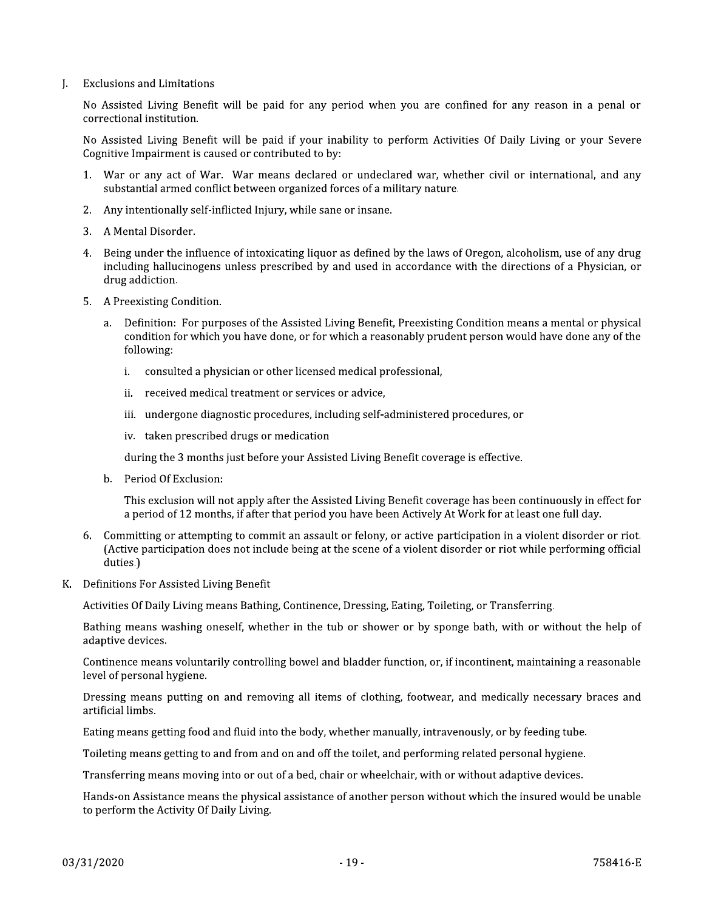J. Exclusions and Limitations

No Assisted Living Benefit will be paid for any period when you are confined for any reason in a penal or correctional institution.

No Assisted Living Benefit will be paid if your inability to perform Activities Of Daily Living or your Severe Cognitive Impairment is caused or contributed to by:

1. War or any act of War. War means declared or undeclared war, whether civil or international, and any substantial armed conflict between organized forces of a military nature.

2. Any intentionally self-inflicted Injury, while sane or insane.

3. A Mental Disorder.

4. Being under the influence of intoxicating liquor as defined by the laws of Oregon, alcoholism, use of any drug including hallucinogens unless prescribed by and used in accordance with the directions of a Physician, or drug addiction.

5. A Preexisting Condition.

   a. Definition: For purposes of the Assisted Living Benefit, Preexisting Condition means a mental or physical condition for which you have done, or for which a reasonably prudent person would have done any of the following:

      i. consulted a physician or other licensed medical professional,

      ii. received medical treatment or services or advice,

      iii. undergone diagnostic procedures, including self-administered procedures, or

      iv. taken prescribed drugs or medication

      during the 3 months just before your Assisted Living Benefit coverage is effective.

   b. Period Of Exclusion:

      This exclusion will not apply after the Assisted Living Benefit coverage has been continuously in effect for a period of 12 months, if after that period you have been Actively At Work for at least one full day.

6. Committing or attempting to commit an assault or felony, or active participation in a violent disorder or riot. (Active participation does not include being at the scene of a violent disorder or riot while performing official duties.)

K. Definitions For Assisted Living Benefit

Activities Of Daily Living means Bathing, Continence, Dressing, Eating, Toileting, or Transferring.

Bathing means washing oneself, whether in the tub or shower or by sponge bath, with or without the help of adaptive devices.

Continence means voluntarily controlling bowel and bladder function, or, if incontinent, maintaining a reasonable level of personal hygiene.

Dressing means putting on and removing all items of clothing, footwear, and medically necessary braces and artificial limbs.

Eating means getting food and fluid into the body, whether manually, intravenously, or by feeding tube.

Toileting means getting to and from and on and off the toilet, and performing related personal hygiene.

Transferring means moving into or out of a bed, chair or wheelchair, with or without adaptive devices.

Hands-on Assistance means the physical assistance of another person without which the insured would be unable to perform the Activity Of Daily Living.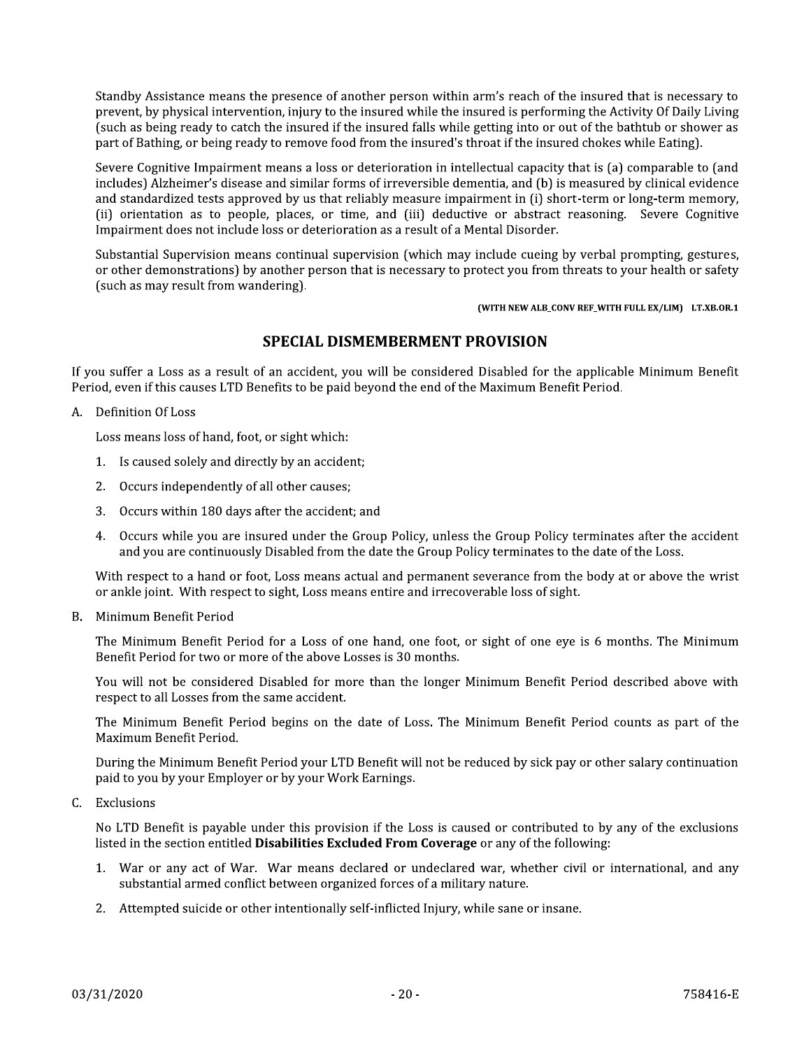Standby Assistance means the presence of another person within arm's reach of the insured that is necessary to prevent, by physical intervention, injury to the insured while the insured is performing the Activity Of Daily Living (such as being ready to catch the insured if the insured falls while getting into or out of the bathtub or shower as part of Bathing, or being ready to remove food from the insured's throat if the insured chokes while Eating).

Severe Cognitive Impairment means a loss or deterioration in intellectual capacity that is (a) comparable to (and includes) Alzheimer's disease and similar forms of irreversible dementia, and (b) is measured by clinical evidence and standardized tests approved by us that reliably measure impairment in (i) short-term or long-term memory, (ii) orientation as to people, places, or time, and (iii) deductive or abstract reasoning. Severe Cognitive Impairment does not include loss or deterioration as a result of a Mental Disorder.

Substantial Supervision means continual supervision (which may include cueing by verbal prompting, gestures, or other demonstrations) by another person that is necessary to protect you from threats to your health or safety (such as may result from wandering).

**(WITH NEW ALB_CONV REF_WITH FULL EX/LIM) LT.XB.OR.1**

## SPECIAL DISMEMBERMENT PROVISION

If you suffer a Loss as a result of an accident, you will be considered Disabled for the applicable Minimum Benefit Period, even if this causes LTD Benefits to be paid beyond the end of the Maximum Benefit Period.

A. Definition Of Loss

   Loss means loss of hand, foot, or sight which:

   1. Is caused solely and directly by an accident;
   2. Occurs independently of all other causes;
   3. Occurs within 180 days after the accident; and
   4. Occurs while you are insured under the Group Policy, unless the Group Policy terminates after the accident and you are continuously Disabled from the date the Group Policy terminates to the date of the Loss.

   With respect to a hand or foot, Loss means actual and permanent severance from the body at or above the wrist or ankle joint. With respect to sight, Loss means entire and irrecoverable loss of sight.

B. Minimum Benefit Period

   The Minimum Benefit Period for a Loss of one hand, one foot, or sight of one eye is 6 months. The Minimum Benefit Period for two or more of the above Losses is 30 months.

   You will not be considered Disabled for more than the longer Minimum Benefit Period described above with respect to all Losses from the same accident.

   The Minimum Benefit Period begins on the date of Loss. The Minimum Benefit Period counts as part of the Maximum Benefit Period.

   During the Minimum Benefit Period your LTD Benefit will not be reduced by sick pay or other salary continuation paid to you by your Employer or by your Work Earnings.

C. Exclusions

   No LTD Benefit is payable under this provision if the Loss is caused or contributed to by any of the exclusions listed in the section entitled **Disabilities Excluded From Coverage** or any of the following:

   1. War or any act of War. War means declared or undeclared war, whether civil or international, and any substantial armed conflict between organized forces of a military nature.
   2. Attempted suicide or other intentionally self-inflicted Injury, while sane or insane.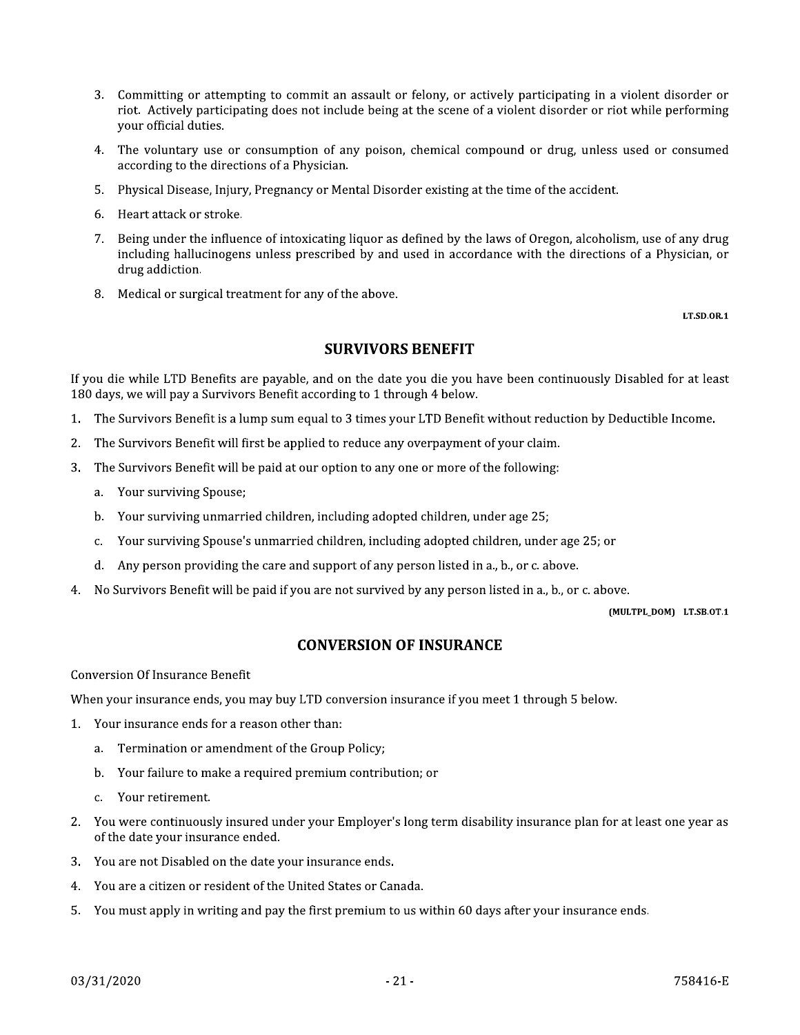3. Committing or attempting to commit an assault or felony, or actively participating in a violent disorder or riot. Actively participating does not include being at the scene of a violent disorder or riot while performing your official duties.
4. The voluntary use or consumption of any poison, chemical compound or drug, unless used or consumed according to the directions of a Physician.
5. Physical Disease, Injury, Pregnancy or Mental Disorder existing at the time of the accident.
6. Heart attack or stroke.
7. Being under the influence of intoxicating liquor as defined by the laws of Oregon, alcoholism, use of any drug including hallucinogens unless prescribed by and used in accordance with the directions of a Physician, or drug addiction.
8. Medical or surgical treatment for any of the above.

LT.SD.OR.1

## SURVIVORS BENEFIT

If you die while LTD Benefits are payable, and on the date you die you have been continuously Disabled for at least 180 days, we will pay a Survivors Benefit according to 1 through 4 below.

1. The Survivors Benefit is a lump sum equal to 3 times your LTD Benefit without reduction by Deductible Income.
2. The Survivors Benefit will first be applied to reduce any overpayment of your claim.
3. The Survivors Benefit will be paid at our option to any one or more of the following:
   a. Your surviving Spouse;
   b. Your surviving unmarried children, including adopted children, under age 25;
   c. Your surviving Spouse's unmarried children, including adopted children, under age 25; or
   d. Any person providing the care and support of any person listed in a., b., or c. above.
4. No Survivors Benefit will be paid if you are not survived by any person listed in a., b., or c. above.

(MULTPL_DOM) LT.SB.OT.1

## CONVERSION OF INSURANCE

Conversion Of Insurance Benefit

When your insurance ends, you may buy LTD conversion insurance if you meet 1 through 5 below.

1. Your insurance ends for a reason other than:
   a. Termination or amendment of the Group Policy;
   b. Your failure to make a required premium contribution; or
   c. Your retirement.
2. You were continuously insured under your Employer's long term disability insurance plan for at least one year as of the date your insurance ended.
3. You are not Disabled on the date your insurance ends.
4. You are a citizen or resident of the United States or Canada.
5. You must apply in writing and pay the first premium to us within 60 days after your insurance ends.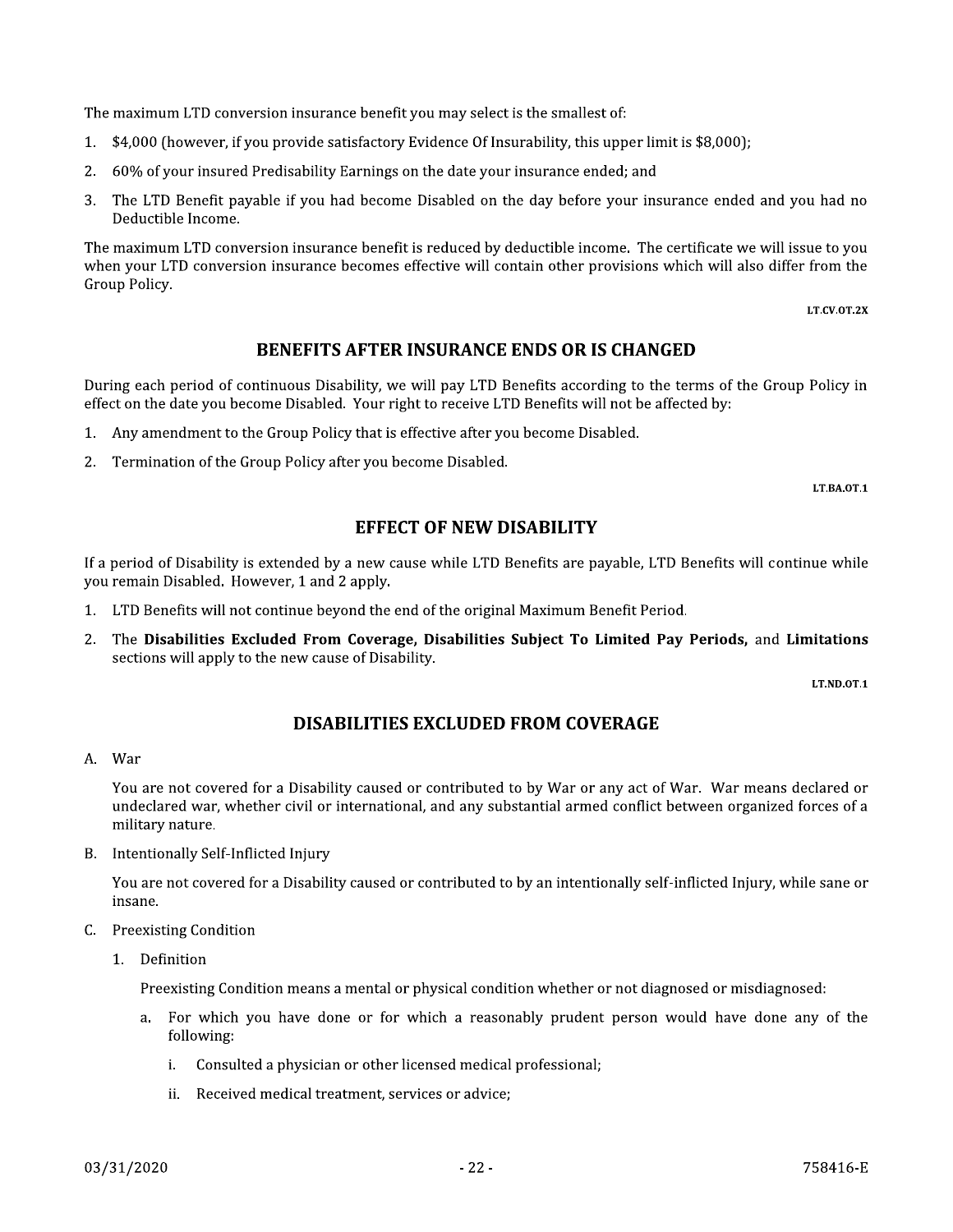The maximum LTD conversion insurance benefit you may select is the smallest of:

1. $4,000 (however, if you provide satisfactory Evidence Of Insurability, this upper limit is $8,000);
2. 60% of your insured Predisability Earnings on the date your insurance ended; and
3. The LTD Benefit payable if you had become Disabled on the day before your insurance ended and you had no Deductible Income.

The maximum LTD conversion insurance benefit is reduced by deductible income. The certificate we will issue to you when your LTD conversion insurance becomes effective will contain other provisions which will also differ from the Group Policy.

LT.CV.OT.2X

## BENEFITS AFTER INSURANCE ENDS OR IS CHANGED

During each period of continuous Disability, we will pay LTD Benefits according to the terms of the Group Policy in effect on the date you become Disabled. Your right to receive LTD Benefits will not be affected by:

1. Any amendment to the Group Policy that is effective after you become Disabled.
2. Termination of the Group Policy after you become Disabled.

LT.BA.OT.1

## EFFECT OF NEW DISABILITY

If a period of Disability is extended by a new cause while LTD Benefits are payable, LTD Benefits will continue while you remain Disabled. However, 1 and 2 apply.

1. LTD Benefits will not continue beyond the end of the original Maximum Benefit Period.
2. The **Disabilities Excluded From Coverage, Disabilities Subject To Limited Pay Periods,** and **Limitations** sections will apply to the new cause of Disability.

LT.ND.OT.1

## DISABILITIES EXCLUDED FROM COVERAGE

A. War

   You are not covered for a Disability caused or contributed to by War or any act of War. War means declared or undeclared war, whether civil or international, and any substantial armed conflict between organized forces of a military nature.

B. Intentionally Self-Inflicted Injury

   You are not covered for a Disability caused or contributed to by an intentionally self-inflicted Injury, while sane or insane.

C. Preexisting Condition

   1. Definition

      Preexisting Condition means a mental or physical condition whether or not diagnosed or misdiagnosed:

      a. For which you have done or for which a reasonably prudent person would have done any of the following:

         i. Consulted a physician or other licensed medical professional;

         ii. Received medical treatment, services or advice;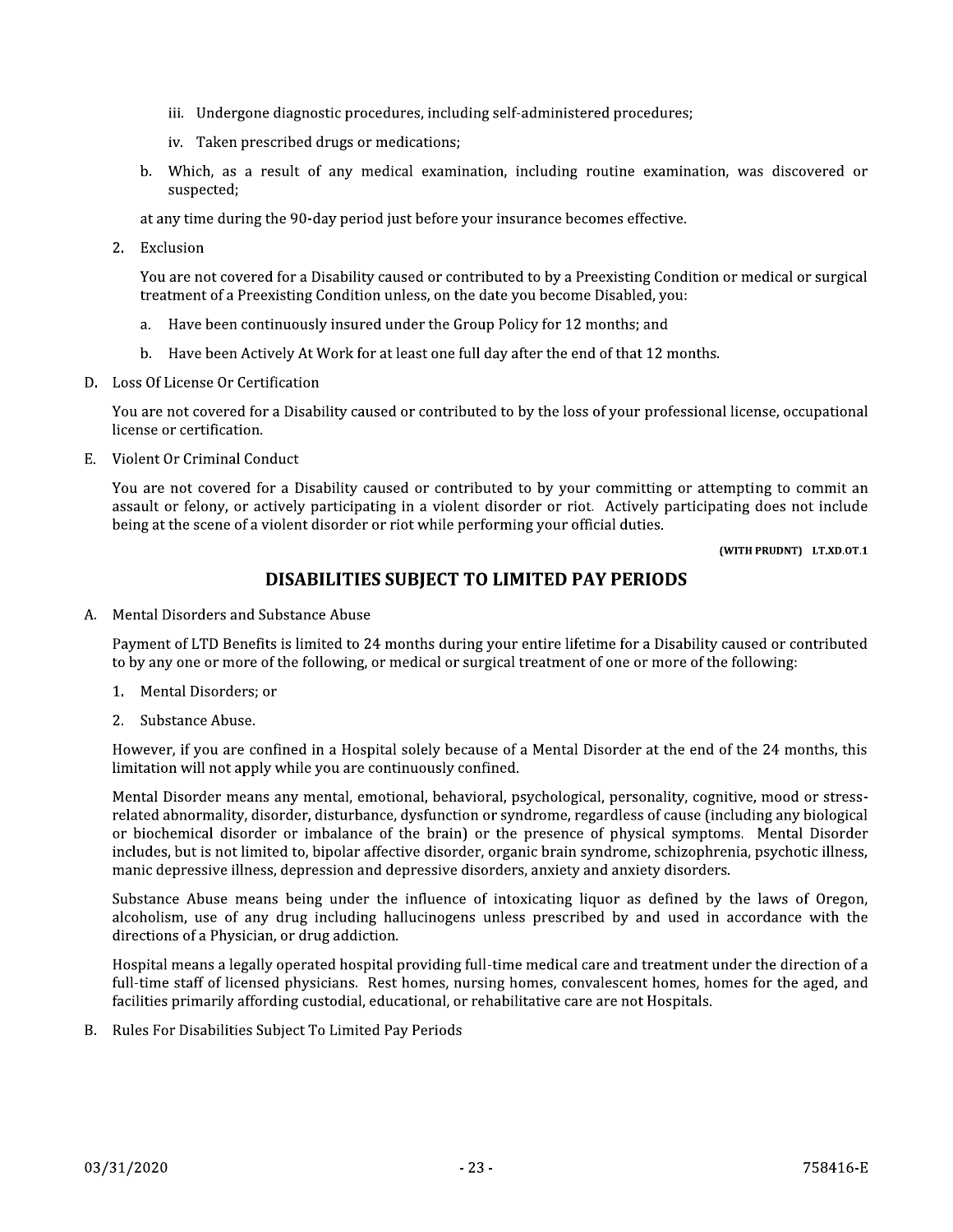iii. Undergone diagnostic procedures, including self-administered procedures;

   iv. Taken prescribed drugs or medications;

   b. Which, as a result of any medical examination, including routine examination, was discovered or suspected;

   at any time during the 90-day period just before your insurance becomes effective.

2. Exclusion

   You are not covered for a Disability caused or contributed to by a Preexisting Condition or medical or surgical treatment of a Preexisting Condition unless, on the date you become Disabled, you:

   a. Have been continuously insured under the Group Policy for 12 months; and

   b. Have been Actively At Work for at least one full day after the end of that 12 months.

D. Loss Of License Or Certification

   You are not covered for a Disability caused or contributed to by the loss of your professional license, occupational license or certification.

E. Violent Or Criminal Conduct

   You are not covered for a Disability caused or contributed to by your committing or attempting to commit an assault or felony, or actively participating in a violent disorder or riot. Actively participating does not include being at the scene of a violent disorder or riot while performing your official duties.

**(WITH PRUDNT) LT.XD.OT.1**

## DISABILITIES SUBJECT TO LIMITED PAY PERIODS

A. Mental Disorders and Substance Abuse

   Payment of LTD Benefits is limited to 24 months during your entire lifetime for a Disability caused or contributed to by any one or more of the following, or medical or surgical treatment of one or more of the following:

   1. Mental Disorders; or
   2. Substance Abuse.

   However, if you are confined in a Hospital solely because of a Mental Disorder at the end of the 24 months, this limitation will not apply while you are continuously confined.

   Mental Disorder means any mental, emotional, behavioral, psychological, personality, cognitive, mood or stress-related abnormality, disorder, disturbance, dysfunction or syndrome, regardless of cause (including any biological or biochemical disorder or imbalance of the brain) or the presence of physical symptoms. Mental Disorder includes, but is not limited to, bipolar affective disorder, organic brain syndrome, schizophrenia, psychotic illness, manic depressive illness, depression and depressive disorders, anxiety and anxiety disorders.

   Substance Abuse means being under the influence of intoxicating liquor as defined by the laws of Oregon, alcoholism, use of any drug including hallucinogens unless prescribed by and used in accordance with the directions of a Physician, or drug addiction.

   Hospital means a legally operated hospital providing full-time medical care and treatment under the direction of a full-time staff of licensed physicians. Rest homes, nursing homes, convalescent homes, homes for the aged, and facilities primarily affording custodial, educational, or rehabilitative care are not Hospitals.

B. Rules For Disabilities Subject To Limited Pay Periods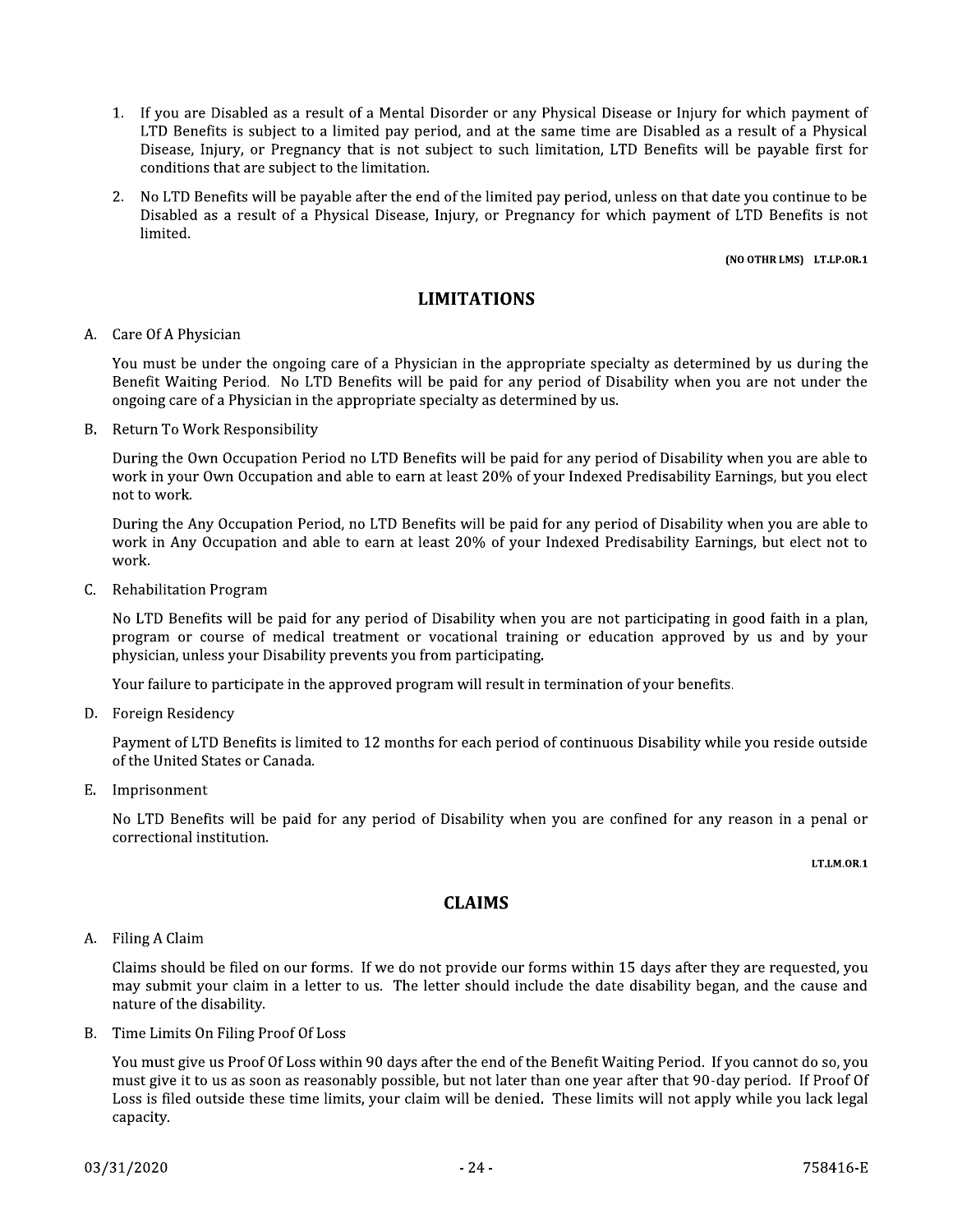1. If you are Disabled as a result of a Mental Disorder or any Physical Disease or Injury for which payment of LTD Benefits is subject to a limited pay period, and at the same time are Disabled as a result of a Physical Disease, Injury, or Pregnancy that is not subject to such limitation, LTD Benefits will be payable first for conditions that are subject to the limitation.

2. No LTD Benefits will be payable after the end of the limited pay period, unless on that date you continue to be Disabled as a result of a Physical Disease, Injury, or Pregnancy for which payment of LTD Benefits is not limited.

(NO OTHR LMS) LT.LP.OR.1

## LIMITATIONS

A. Care Of A Physician

You must be under the ongoing care of a Physician in the appropriate specialty as determined by us during the Benefit Waiting Period. No LTD Benefits will be paid for any period of Disability when you are not under the ongoing care of a Physician in the appropriate specialty as determined by us.

B. Return To Work Responsibility

During the Own Occupation Period no LTD Benefits will be paid for any period of Disability when you are able to work in your Own Occupation and able to earn at least 20% of your Indexed Predisability Earnings, but you elect not to work.

During the Any Occupation Period, no LTD Benefits will be paid for any period of Disability when you are able to work in Any Occupation and able to earn at least 20% of your Indexed Predisability Earnings, but elect not to work.

C. Rehabilitation Program

No LTD Benefits will be paid for any period of Disability when you are not participating in good faith in a plan, program or course of medical treatment or vocational training or education approved by us and by your physician, unless your Disability prevents you from participating.

Your failure to participate in the approved program will result in termination of your benefits.

D. Foreign Residency

Payment of LTD Benefits is limited to 12 months for each period of continuous Disability while you reside outside of the United States or Canada.

E. Imprisonment

No LTD Benefits will be paid for any period of Disability when you are confined for any reason in a penal or correctional institution.

LT.LM.OR.1

## CLAIMS

A. Filing A Claim

Claims should be filed on our forms. If we do not provide our forms within 15 days after they are requested, you may submit your claim in a letter to us. The letter should include the date disability began, and the cause and nature of the disability.

B. Time Limits On Filing Proof Of Loss

You must give us Proof Of Loss within 90 days after the end of the Benefit Waiting Period. If you cannot do so, you must give it to us as soon as reasonably possible, but not later than one year after that 90-day period. If Proof Of Loss is filed outside these time limits, your claim will be denied. These limits will not apply while you lack legal capacity.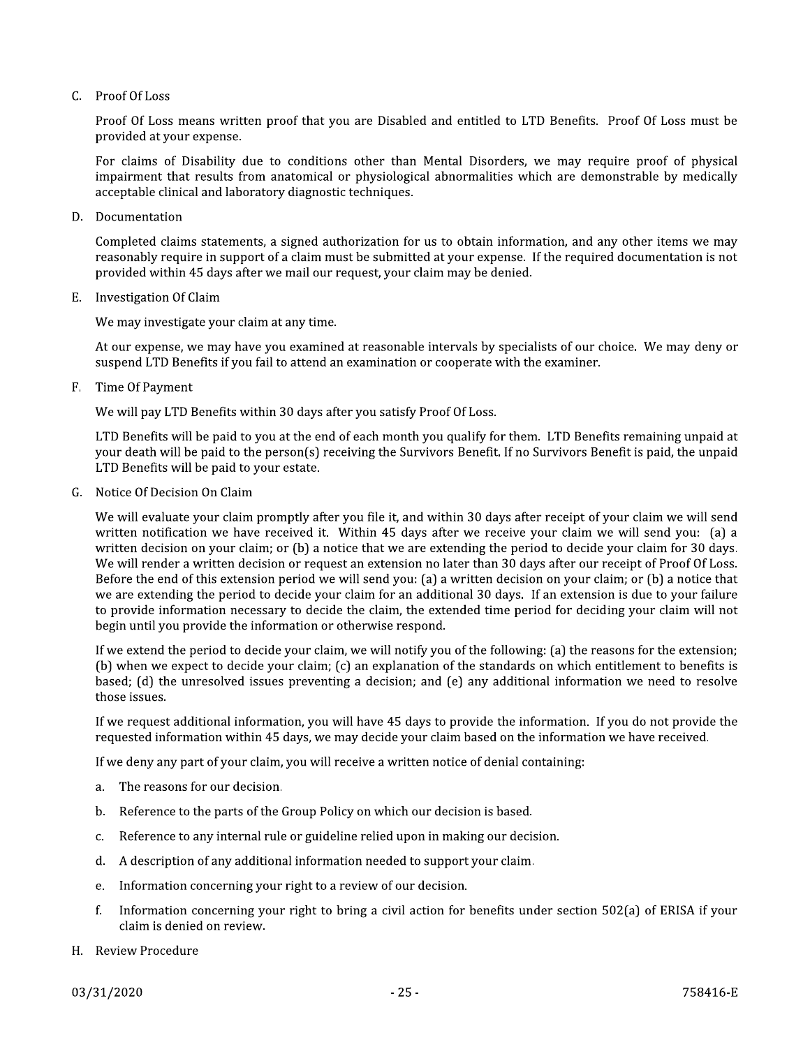C. Proof Of Loss

Proof Of Loss means written proof that you are Disabled and entitled to LTD Benefits. Proof Of Loss must be provided at your expense.

For claims of Disability due to conditions other than Mental Disorders, we may require proof of physical impairment that results from anatomical or physiological abnormalities which are demonstrable by medically acceptable clinical and laboratory diagnostic techniques.

D. Documentation

Completed claims statements, a signed authorization for us to obtain information, and any other items we may reasonably require in support of a claim must be submitted at your expense. If the required documentation is not provided within 45 days after we mail our request, your claim may be denied.

E. Investigation Of Claim

We may investigate your claim at any time.

At our expense, we may have you examined at reasonable intervals by specialists of our choice. We may deny or suspend LTD Benefits if you fail to attend an examination or cooperate with the examiner.

F. Time Of Payment

We will pay LTD Benefits within 30 days after you satisfy Proof Of Loss.

LTD Benefits will be paid to you at the end of each month you qualify for them. LTD Benefits remaining unpaid at your death will be paid to the person(s) receiving the Survivors Benefit. If no Survivors Benefit is paid, the unpaid LTD Benefits will be paid to your estate.

G. Notice Of Decision On Claim

We will evaluate your claim promptly after you file it, and within 30 days after receipt of your claim we will send written notification we have received it. Within 45 days after we receive your claim we will send you: (a) a written decision on your claim; or (b) a notice that we are extending the period to decide your claim for 30 days. We will render a written decision or request an extension no later than 30 days after our receipt of Proof Of Loss. Before the end of this extension period we will send you: (a) a written decision on your claim; or (b) a notice that we are extending the period to decide your claim for an additional 30 days. If an extension is due to your failure to provide information necessary to decide the claim, the extended time period for deciding your claim will not begin until you provide the information or otherwise respond.

If we extend the period to decide your claim, we will notify you of the following: (a) the reasons for the extension; (b) when we expect to decide your claim; (c) an explanation of the standards on which entitlement to benefits is based; (d) the unresolved issues preventing a decision; and (e) any additional information we need to resolve those issues.

If we request additional information, you will have 45 days to provide the information. If you do not provide the requested information within 45 days, we may decide your claim based on the information we have received.

If we deny any part of your claim, you will receive a written notice of denial containing:

a. The reasons for our decision.

b. Reference to the parts of the Group Policy on which our decision is based.

c. Reference to any internal rule or guideline relied upon in making our decision.

d. A description of any additional information needed to support your claim.

e. Information concerning your right to a review of our decision.

f. Information concerning your right to bring a civil action for benefits under section 502(a) of ERISA if your claim is denied on review.

H. Review Procedure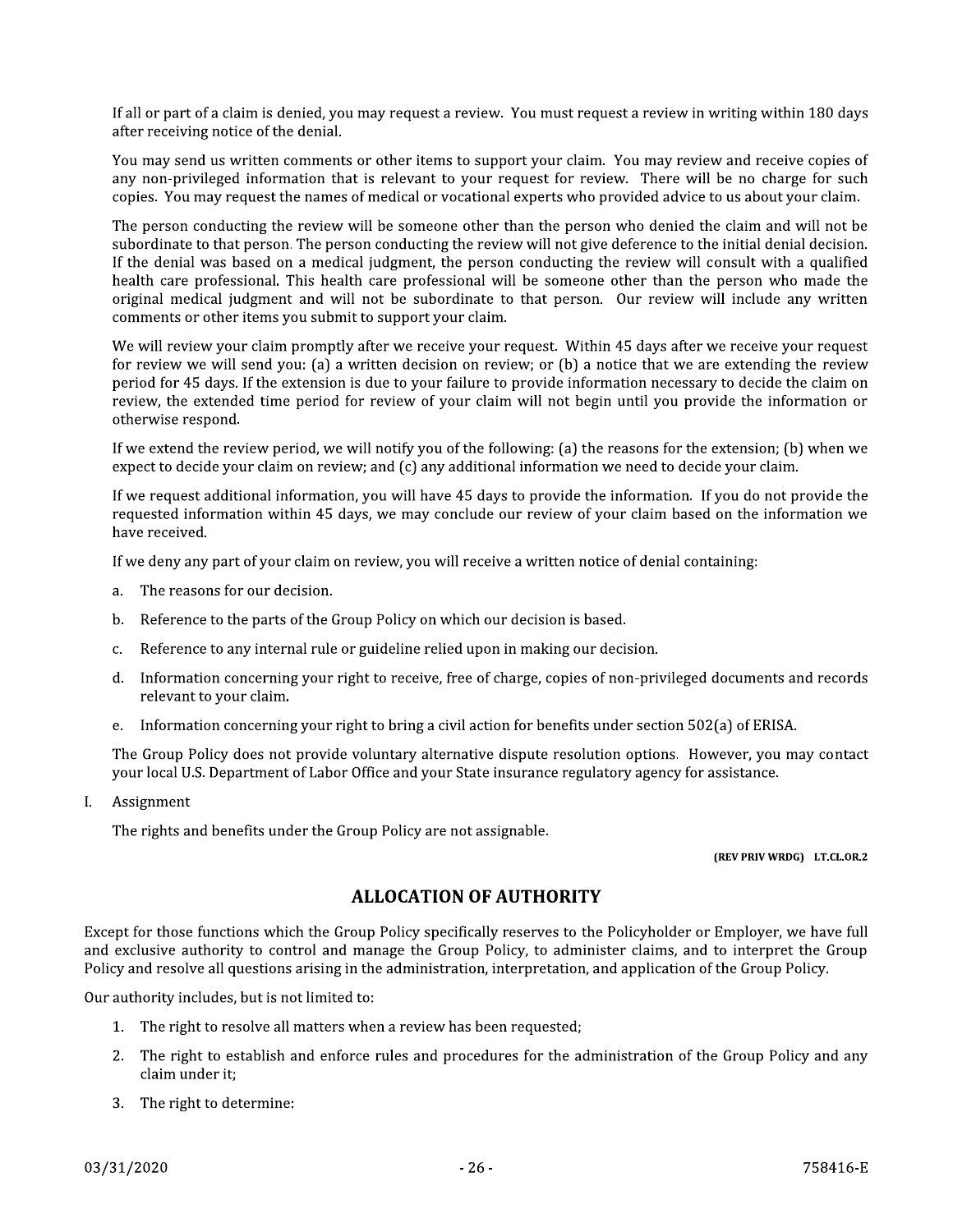If all or part of a claim is denied, you may request a review. You must request a review in writing within 180 days after receiving notice of the denial.

You may send us written comments or other items to support your claim. You may review and receive copies of any non-privileged information that is relevant to your request for review. There will be no charge for such copies. You may request the names of medical or vocational experts who provided advice to us about your claim.

The person conducting the review will be someone other than the person who denied the claim and will not be subordinate to that person. The person conducting the review will not give deference to the initial denial decision. If the denial was based on a medical judgment, the person conducting the review will consult with a qualified health care professional. This health care professional will be someone other than the person who made the original medical judgment and will not be subordinate to that person. Our review will include any written comments or other items you submit to support your claim.

We will review your claim promptly after we receive your request. Within 45 days after we receive your request for review we will send you: (a) a written decision on review; or (b) a notice that we are extending the review period for 45 days. If the extension is due to your failure to provide information necessary to decide the claim on review, the extended time period for review of your claim will not begin until you provide the information or otherwise respond.

If we extend the review period, we will notify you of the following: (a) the reasons for the extension; (b) when we expect to decide your claim on review; and (c) any additional information we need to decide your claim.

If we request additional information, you will have 45 days to provide the information. If you do not provide the requested information within 45 days, we may conclude our review of your claim based on the information we have received.

If we deny any part of your claim on review, you will receive a written notice of denial containing:

a. The reasons for our decision.

b. Reference to the parts of the Group Policy on which our decision is based.

c. Reference to any internal rule or guideline relied upon in making our decision.

d. Information concerning your right to receive, free of charge, copies of non-privileged documents and records relevant to your claim.

e. Information concerning your right to bring a civil action for benefits under section 502(a) of ERISA.

The Group Policy does not provide voluntary alternative dispute resolution options. However, you may contact your local U.S. Department of Labor Office and your State insurance regulatory agency for assistance.

I. Assignment

The rights and benefits under the Group Policy are not assignable.

**(REV PRIV WRDG) LT.CL.OR.2**

## ALLOCATION OF AUTHORITY

Except for those functions which the Group Policy specifically reserves to the Policyholder or Employer, we have full and exclusive authority to control and manage the Group Policy, to administer claims, and to interpret the Group Policy and resolve all questions arising in the administration, interpretation, and application of the Group Policy.

Our authority includes, but is not limited to:

1. The right to resolve all matters when a review has been requested;
2. The right to establish and enforce rules and procedures for the administration of the Group Policy and any claim under it;
3. The right to determine: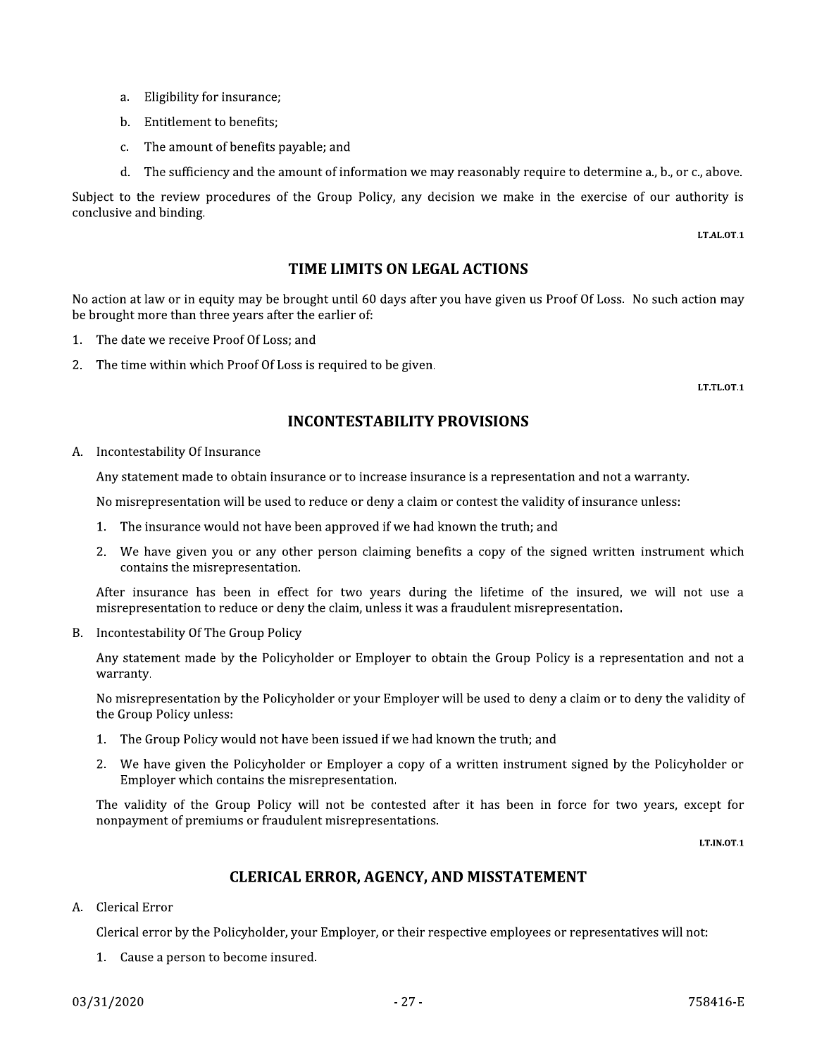a. Eligibility for insurance;

b. Entitlement to benefits;

c. The amount of benefits payable; and

d. The sufficiency and the amount of information we may reasonably require to determine a., b., or c., above.

Subject to the review procedures of the Group Policy, any decision we make in the exercise of our authority is conclusive and binding.

LT.AL.OT.1

## TIME LIMITS ON LEGAL ACTIONS

No action at law or in equity may be brought until 60 days after you have given us Proof Of Loss. No such action may be brought more than three years after the earlier of:

1. The date we receive Proof Of Loss; and
2. The time within which Proof Of Loss is required to be given.

LT.TL.OT.1

## INCONTESTABILITY PROVISIONS

A. Incontestability Of Insurance

Any statement made to obtain insurance or to increase insurance is a representation and not a warranty.

No misrepresentation will be used to reduce or deny a claim or contest the validity of insurance unless:

1. The insurance would not have been approved if we had known the truth; and
2. We have given you or any other person claiming benefits a copy of the signed written instrument which contains the misrepresentation.

After insurance has been in effect for two years during the lifetime of the insured, we will not use a misrepresentation to reduce or deny the claim, unless it was a fraudulent misrepresentation.

B. Incontestability Of The Group Policy

Any statement made by the Policyholder or Employer to obtain the Group Policy is a representation and not a warranty.

No misrepresentation by the Policyholder or your Employer will be used to deny a claim or to deny the validity of the Group Policy unless:

1. The Group Policy would not have been issued if we had known the truth; and
2. We have given the Policyholder or Employer a copy of a written instrument signed by the Policyholder or Employer which contains the misrepresentation.

The validity of the Group Policy will not be contested after it has been in force for two years, except for nonpayment of premiums or fraudulent misrepresentations.

LT.IN.OT.1

## CLERICAL ERROR, AGENCY, AND MISSTATEMENT

A. Clerical Error

Clerical error by the Policyholder, your Employer, or their respective employees or representatives will not:

1. Cause a person to become insured.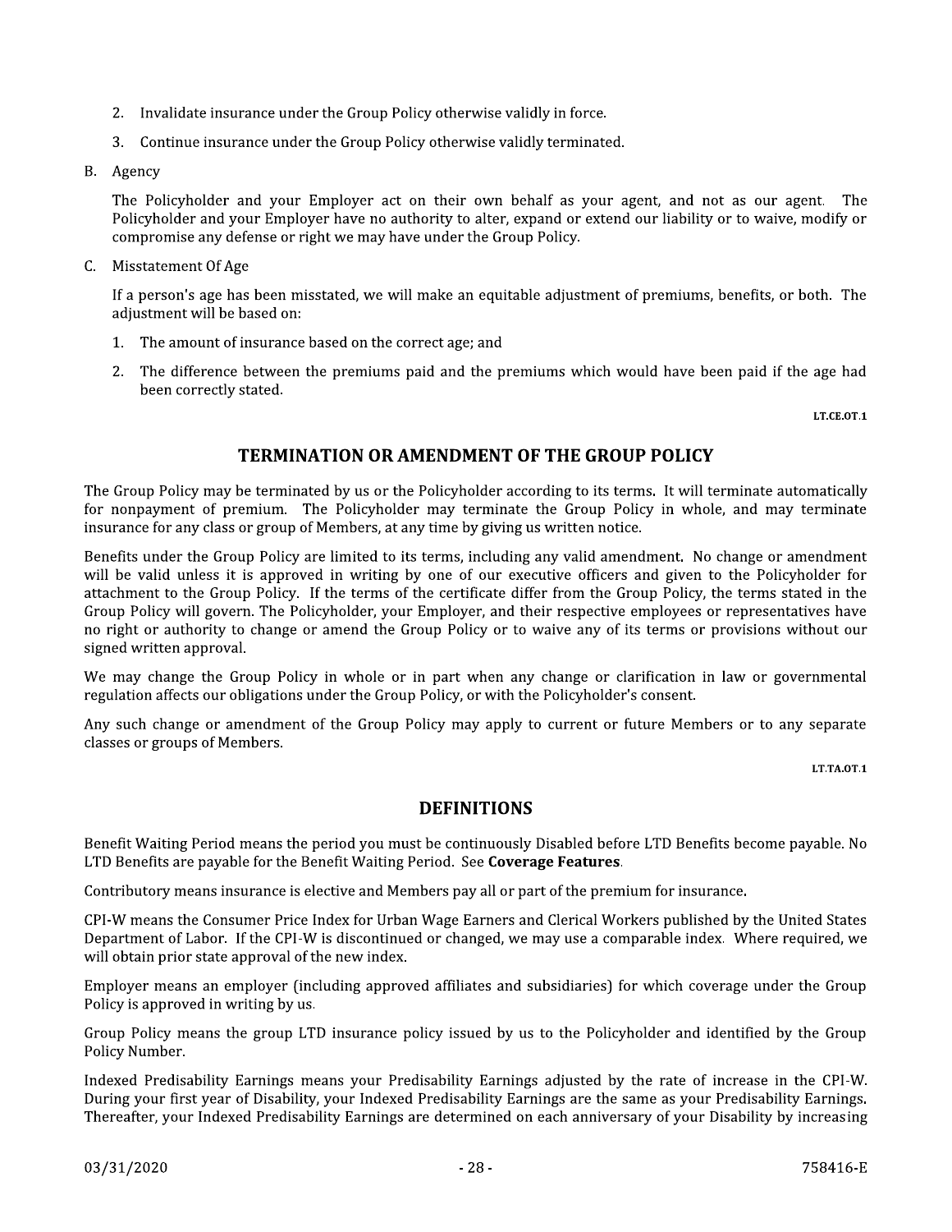2. Invalidate insurance under the Group Policy otherwise validly in force.

3. Continue insurance under the Group Policy otherwise validly terminated.

B. Agency

The Policyholder and your Employer act on their own behalf as your agent, and not as our agent. The Policyholder and your Employer have no authority to alter, expand or extend our liability or to waive, modify or compromise any defense or right we may have under the Group Policy.

C. Misstatement Of Age

If a person's age has been misstated, we will make an equitable adjustment of premiums, benefits, or both. The adjustment will be based on:

1. The amount of insurance based on the correct age; and

2. The difference between the premiums paid and the premiums which would have been paid if the age had been correctly stated.

LT.CE.OT.1

## TERMINATION OR AMENDMENT OF THE GROUP POLICY

The Group Policy may be terminated by us or the Policyholder according to its terms. It will terminate automatically for nonpayment of premium. The Policyholder may terminate the Group Policy in whole, and may terminate insurance for any class or group of Members, at any time by giving us written notice.

Benefits under the Group Policy are limited to its terms, including any valid amendment. No change or amendment will be valid unless it is approved in writing by one of our executive officers and given to the Policyholder for attachment to the Group Policy. If the terms of the certificate differ from the Group Policy, the terms stated in the Group Policy will govern. The Policyholder, your Employer, and their respective employees or representatives have no right or authority to change or amend the Group Policy or to waive any of its terms or provisions without our signed written approval.

We may change the Group Policy in whole or in part when any change or clarification in law or governmental regulation affects our obligations under the Group Policy, or with the Policyholder's consent.

Any such change or amendment of the Group Policy may apply to current or future Members or to any separate classes or groups of Members.

LT.TA.OT.1

## DEFINITIONS

Benefit Waiting Period means the period you must be continuously Disabled before LTD Benefits become payable. No LTD Benefits are payable for the Benefit Waiting Period. See **Coverage Features**.

Contributory means insurance is elective and Members pay all or part of the premium for insurance.

CPI-W means the Consumer Price Index for Urban Wage Earners and Clerical Workers published by the United States Department of Labor. If the CPI-W is discontinued or changed, we may use a comparable index. Where required, we will obtain prior state approval of the new index.

Employer means an employer (including approved affiliates and subsidiaries) for which coverage under the Group Policy is approved in writing by us.

Group Policy means the group LTD insurance policy issued by us to the Policyholder and identified by the Group Policy Number.

Indexed Predisability Earnings means your Predisability Earnings adjusted by the rate of increase in the CPI-W. During your first year of Disability, your Indexed Predisability Earnings are the same as your Predisability Earnings. Thereafter, your Indexed Predisability Earnings are determined on each anniversary of your Disability by increasing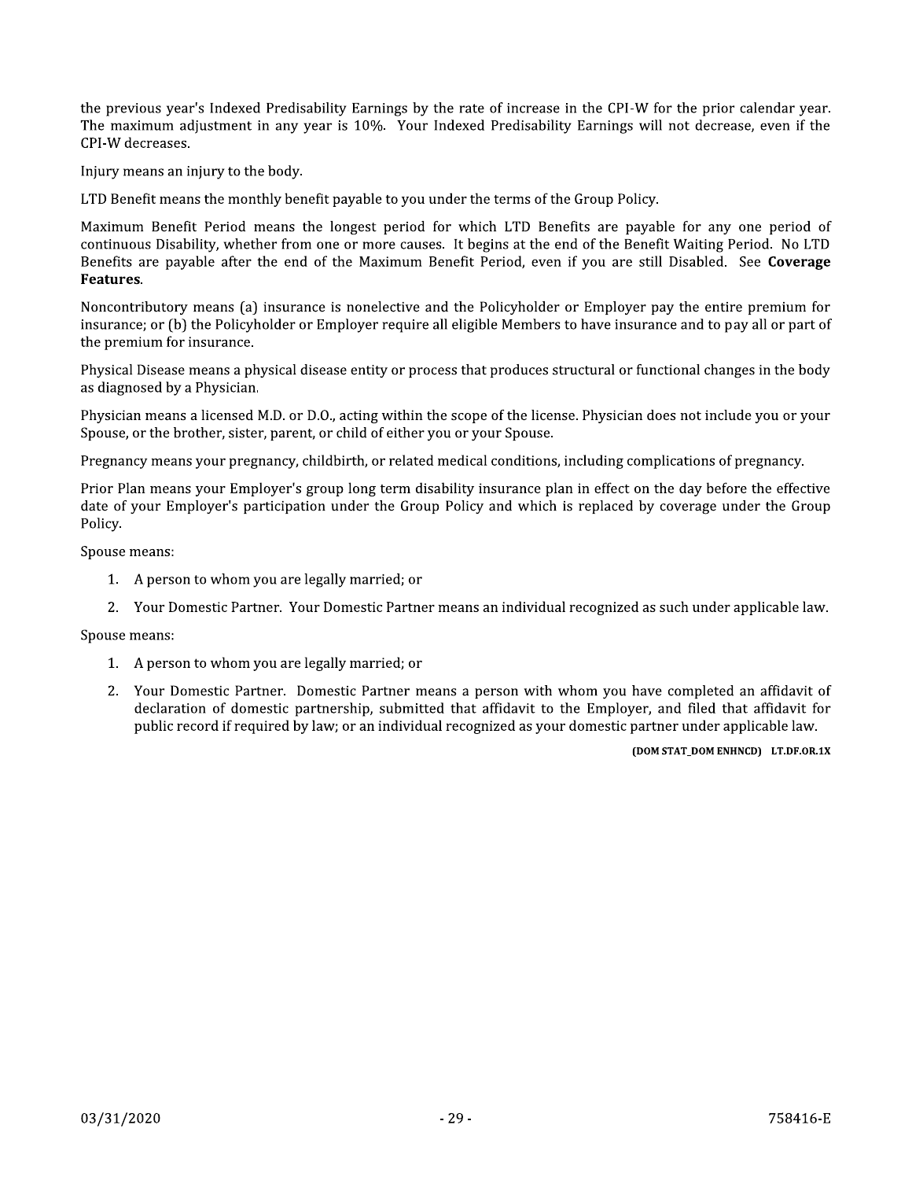the previous year's Indexed Predisability Earnings by the rate of increase in the CPI-W for the prior calendar year. The maximum adjustment in any year is 10%. Your Indexed Predisability Earnings will not decrease, even if the CPI-W decreases.

Injury means an injury to the body.

LTD Benefit means the monthly benefit payable to you under the terms of the Group Policy.

Maximum Benefit Period means the longest period for which LTD Benefits are payable for any one period of continuous Disability, whether from one or more causes. It begins at the end of the Benefit Waiting Period. No LTD Benefits are payable after the end of the Maximum Benefit Period, even if you are still Disabled. See **Coverage Features**.

Noncontributory means (a) insurance is nonelective and the Policyholder or Employer pay the entire premium for insurance; or (b) the Policyholder or Employer require all eligible Members to have insurance and to pay all or part of the premium for insurance.

Physical Disease means a physical disease entity or process that produces structural or functional changes in the body as diagnosed by a Physician.

Physician means a licensed M.D. or D.O., acting within the scope of the license. Physician does not include you or your Spouse, or the brother, sister, parent, or child of either you or your Spouse.

Pregnancy means your pregnancy, childbirth, or related medical conditions, including complications of pregnancy.

Prior Plan means your Employer's group long term disability insurance plan in effect on the day before the effective date of your Employer's participation under the Group Policy and which is replaced by coverage under the Group Policy.

Spouse means:

1. A person to whom you are legally married; or
2. Your Domestic Partner. Your Domestic Partner means an individual recognized as such under applicable law.

Spouse means:

1. A person to whom you are legally married; or
2. Your Domestic Partner. Domestic Partner means a person with whom you have completed an affidavit of declaration of domestic partnership, submitted that affidavit to the Employer, and filed that affidavit for public record if required by law; or an individual recognized as your domestic partner under applicable law.

**(DOM STAT_DOM ENHNCD) LT.DF.OR.1X**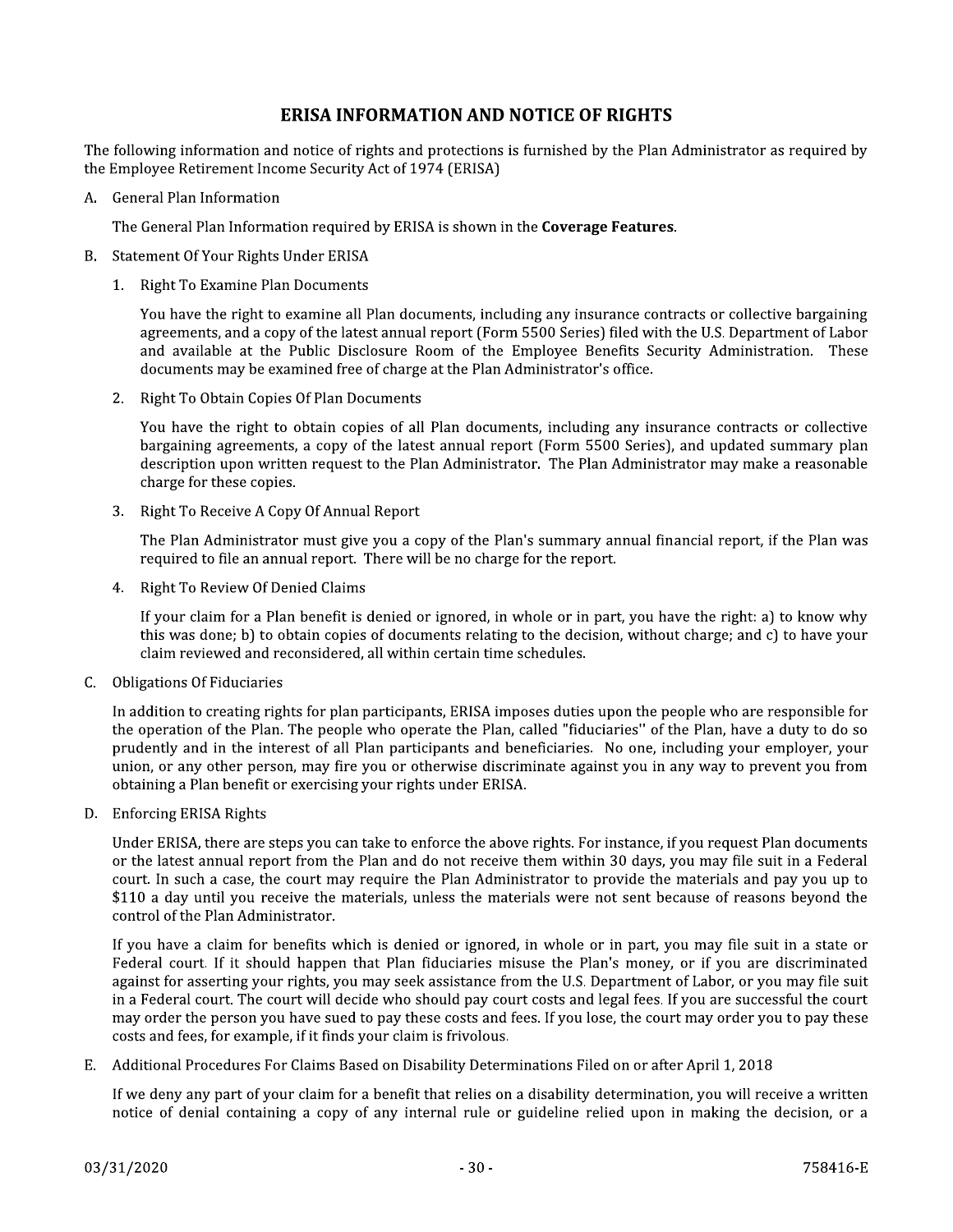## ERISA INFORMATION AND NOTICE OF RIGHTS

The following information and notice of rights and protections is furnished by the Plan Administrator as required by the Employee Retirement Income Security Act of 1974 (ERISA)

A. General Plan Information

   The General Plan Information required by ERISA is shown in the **Coverage Features**.

B. Statement Of Your Rights Under ERISA

   1. Right To Examine Plan Documents

      You have the right to examine all Plan documents, including any insurance contracts or collective bargaining agreements, and a copy of the latest annual report (Form 5500 Series) filed with the U.S. Department of Labor and available at the Public Disclosure Room of the Employee Benefits Security Administration. These documents may be examined free of charge at the Plan Administrator's office.

   2. Right To Obtain Copies Of Plan Documents

      You have the right to obtain copies of all Plan documents, including any insurance contracts or collective bargaining agreements, a copy of the latest annual report (Form 5500 Series), and updated summary plan description upon written request to the Plan Administrator. The Plan Administrator may make a reasonable charge for these copies.

   3. Right To Receive A Copy Of Annual Report

      The Plan Administrator must give you a copy of the Plan's summary annual financial report, if the Plan was required to file an annual report. There will be no charge for the report.

   4. Right To Review Of Denied Claims

      If your claim for a Plan benefit is denied or ignored, in whole or in part, you have the right: a) to know why this was done; b) to obtain copies of documents relating to the decision, without charge; and c) to have your claim reviewed and reconsidered, all within certain time schedules.

C. Obligations Of Fiduciaries

   In addition to creating rights for plan participants, ERISA imposes duties upon the people who are responsible for the operation of the Plan. The people who operate the Plan, called "fiduciaries" of the Plan, have a duty to do so prudently and in the interest of all Plan participants and beneficiaries. No one, including your employer, your union, or any other person, may fire you or otherwise discriminate against you in any way to prevent you from obtaining a Plan benefit or exercising your rights under ERISA.

D. Enforcing ERISA Rights

   Under ERISA, there are steps you can take to enforce the above rights. For instance, if you request Plan documents or the latest annual report from the Plan and do not receive them within 30 days, you may file suit in a Federal court. In such a case, the court may require the Plan Administrator to provide the materials and pay you up to $110 a day until you receive the materials, unless the materials were not sent because of reasons beyond the control of the Plan Administrator.

   If you have a claim for benefits which is denied or ignored, in whole or in part, you may file suit in a state or Federal court. If it should happen that Plan fiduciaries misuse the Plan's money, or if you are discriminated against for asserting your rights, you may seek assistance from the U.S. Department of Labor, or you may file suit in a Federal court. The court will decide who should pay court costs and legal fees. If you are successful the court may order the person you have sued to pay these costs and fees. If you lose, the court may order you to pay these costs and fees, for example, if it finds your claim is frivolous.

E. Additional Procedures For Claims Based on Disability Determinations Filed on or after April 1, 2018

   If we deny any part of your claim for a benefit that relies on a disability determination, you will receive a written notice of denial containing a copy of any internal rule or guideline relied upon in making the decision, or a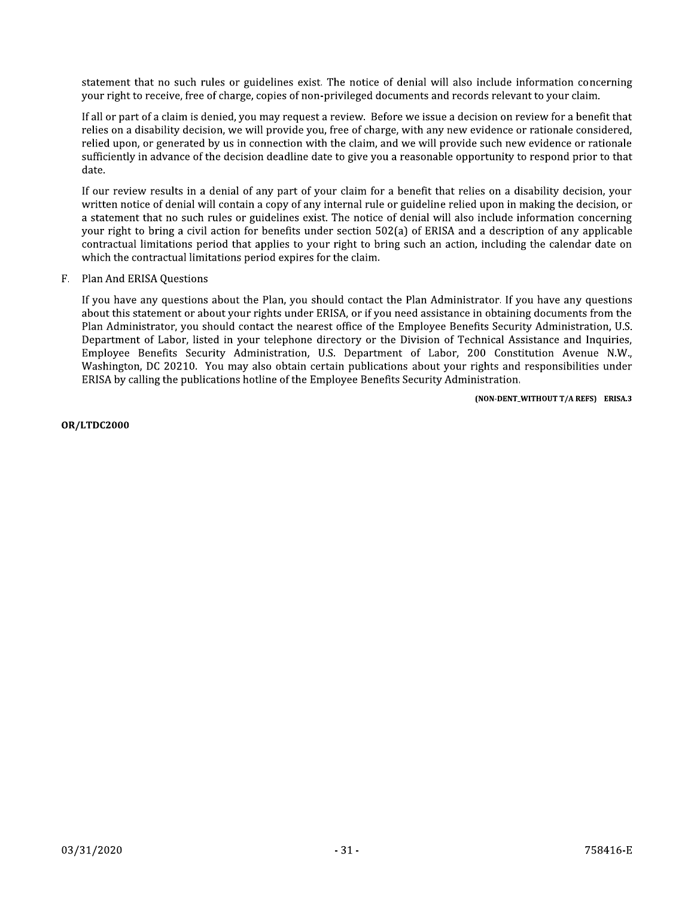statement that no such rules or guidelines exist. The notice of denial will also include information concerning your right to receive, free of charge, copies of non-privileged documents and records relevant to your claim.

If all or part of a claim is denied, you may request a review. Before we issue a decision on review for a benefit that relies on a disability decision, we will provide you, free of charge, with any new evidence or rationale considered, relied upon, or generated by us in connection with the claim, and we will provide such new evidence or rationale sufficiently in advance of the decision deadline date to give you a reasonable opportunity to respond prior to that date.

If our review results in a denial of any part of your claim for a benefit that relies on a disability decision, your written notice of denial will contain a copy of any internal rule or guideline relied upon in making the decision, or a statement that no such rules or guidelines exist. The notice of denial will also include information concerning your right to bring a civil action for benefits under section 502(a) of ERISA and a description of any applicable contractual limitations period that applies to your right to bring such an action, including the calendar date on which the contractual limitations period expires for the claim.

F. Plan And ERISA Questions

If you have any questions about the Plan, you should contact the Plan Administrator. If you have any questions about this statement or about your rights under ERISA, or if you need assistance in obtaining documents from the Plan Administrator, you should contact the nearest office of the Employee Benefits Security Administration, U.S. Department of Labor, listed in your telephone directory or the Division of Technical Assistance and Inquiries, Employee Benefits Security Administration, U.S. Department of Labor, 200 Constitution Avenue N.W., Washington, DC 20210. You may also obtain certain publications about your rights and responsibilities under ERISA by calling the publications hotline of the Employee Benefits Security Administration.

**(NON-DENT_WITHOUT T/A REFS) ERISA.3**

**OR/LTDC2000**